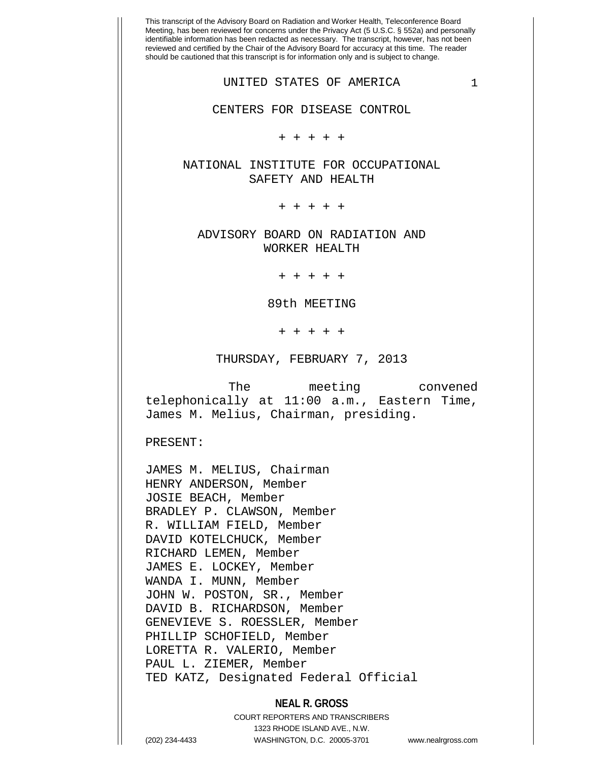This transcript of the Advisory Board on Radiation and Worker Health, Teleconference Board Meeting, has been reviewed for concerns under the Privacy Act (5 U.S.C. § 552a) and personally identifiable information has been redacted as necessary. The transcript, however, has not been reviewed and certified by the Chair of the Advisory Board for accuracy at this time. The reader should be cautioned that this transcript is for information only and is subject to change.

UNITED STATES OF AMERICA

CENTERS FOR DISEASE CONTROL

+ + + + +

NATIONAL INSTITUTE FOR OCCUPATIONAL SAFETY AND HEALTH

+ + + + +

ADVISORY BOARD ON RADIATION AND WORKER HEALTH

+ + + + +

89th MEETING

+ + + + +

THURSDAY, FEBRUARY 7, 2013

The meeting convened telephonically at 11:00 a.m., Eastern Time, James M. Melius, Chairman, presiding.

PRESENT:

JAMES M. MELIUS, Chairman
HENRY ANDERSON, Member
JOSIE BEACH, Member
BRADLEY P. CLAWSON, Member
R. WILLIAM FIELD, Member
DAVID KOTELCHUCK, Member
RICHARD LEMEN, Member
JAMES E. LOCKEY, Member
WANDA I. MUNN, Member
JOHN W. POSTON, SR., Member
DAVID B. RICHARDSON, Member
GENEVIEVE S. ROESSLER, Member
PHILLIP SCHOFIELD, Member
LORETTA R. VALERIO, Member
PAUL L. ZIEMER, Member
TED KATZ, Designated Federal Official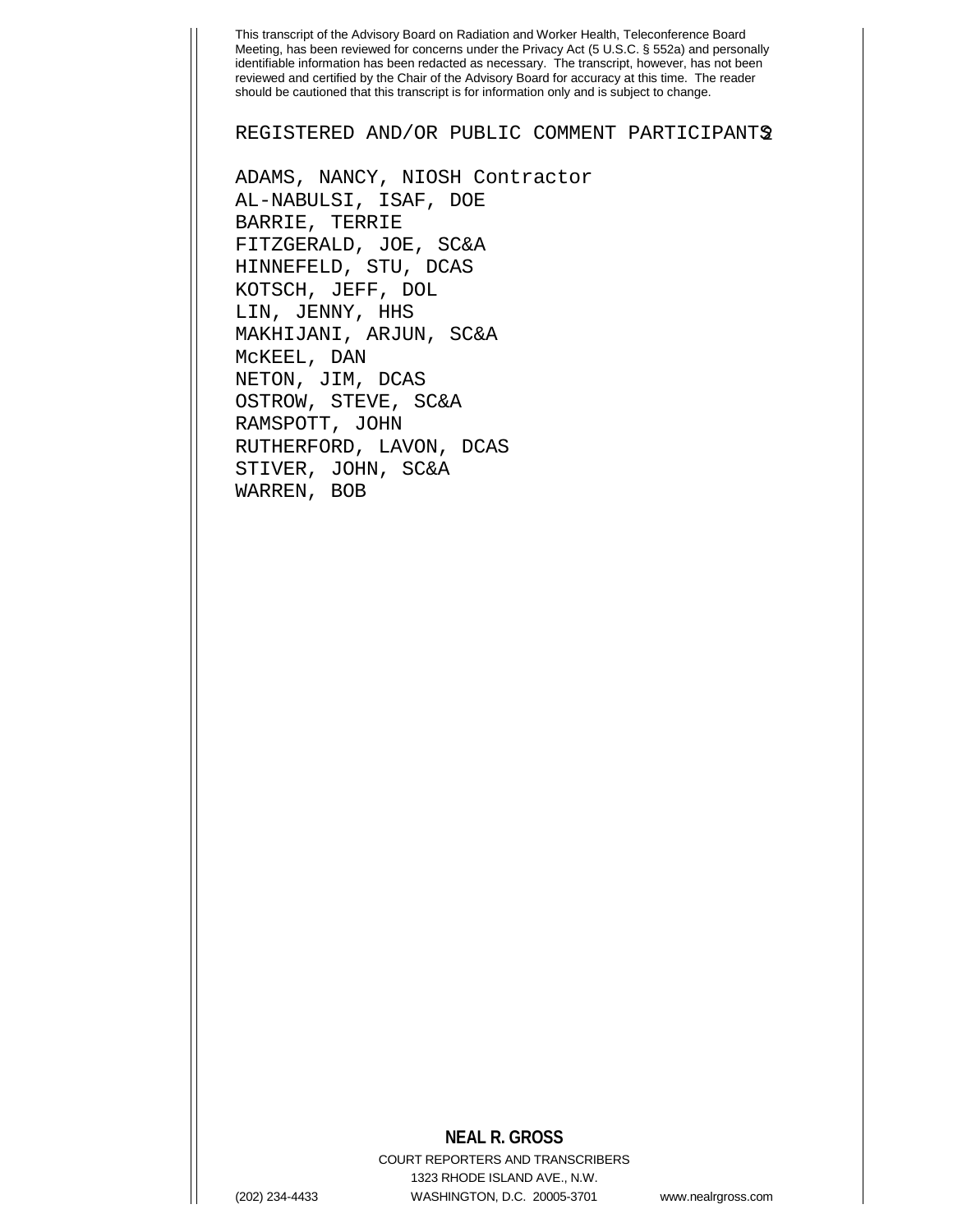REGISTERED AND/OR PUBLIC COMMENT PARTICIPANTS

ADAMS, NANCY, NIOSH Contractor
AL-NABULSI, ISAF, DOE
BARRIE, TERRIE
FITZGERALD, JOE, SC&A
HINNEFELD, STU, DCAS
KOTSCH, JEFF, DOL
LIN, JENNY, HHS
MAKHIJANI, ARJUN, SC&A
McKEEL, DAN
NETON, JIM, DCAS
OSTROW, STEVE, SC&A
RAMSPOTT, JOHN
RUTHERFORD, LAVON, DCAS
STIVER, JOHN, SC&A
WARREN, BOB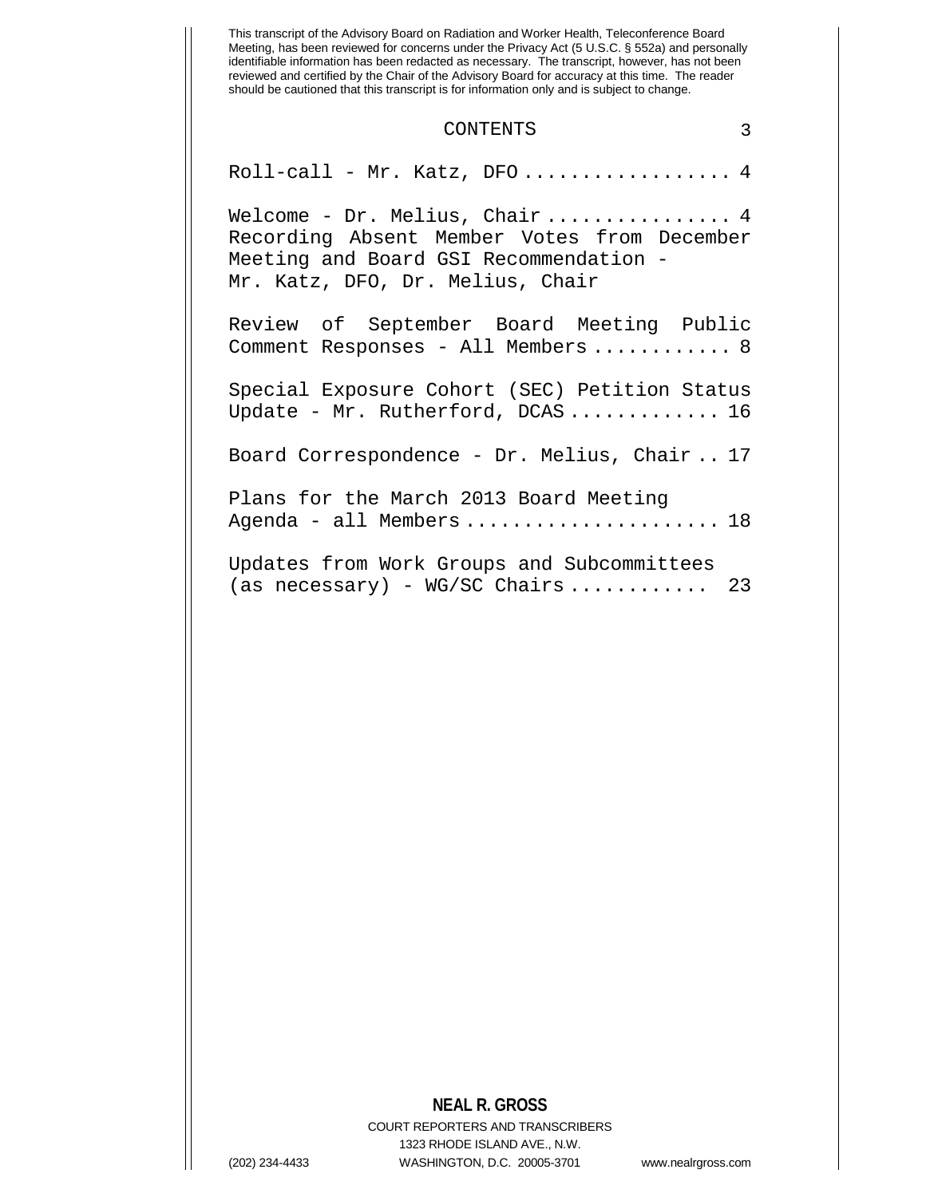This transcript of the Advisory Board on Radiation and Worker Health, Teleconference Board Meeting, has been reviewed for concerns under the Privacy Act (5 U.S.C. § 552a) and personally identifiable information has been redacted as necessary. The transcript, however, has not been reviewed and certified by the Chair of the Advisory Board for accuracy at this time. The reader should be cautioned that this transcript is for information only and is subject to change.

# CONTENTS

Roll-call - Mr. Katz, DFO .................. 4

Welcome - Dr. Melius, Chair ................ 4
Recording Absent Member Votes from December Meeting and Board GSI Recommendation - Mr. Katz, DFO, Dr. Melius, Chair

Review of September Board Meeting Public Comment Responses - All Members ............ 8

Special Exposure Cohort (SEC) Petition Status Update - Mr. Rutherford, DCAS ............. 16

Board Correspondence - Dr. Melius, Chair .. 17

Plans for the March 2013 Board Meeting Agenda - all Members ...................... 18

Updates from Work Groups and Subcommittees (as necessary) - WG/SC Chairs ............ 23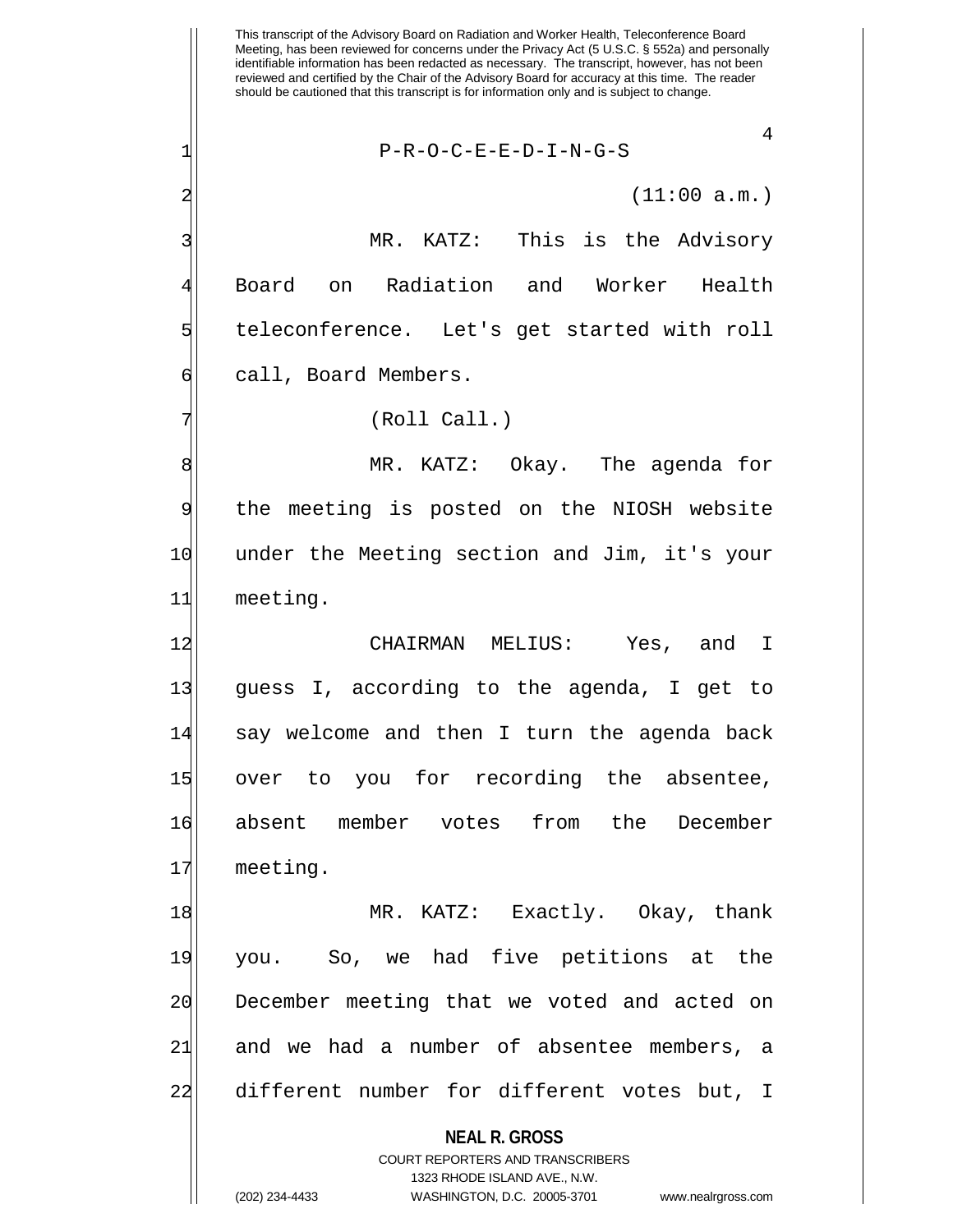P-R-O-C-E-E-D-I-N-G-S

(11:00 a.m.)

MR. KATZ: This is the Advisory Board on Radiation and Worker Health teleconference. Let's get started with roll call, Board Members.

(Roll Call.)

MR. KATZ: Okay. The agenda for the meeting is posted on the NIOSH website under the Meeting section and Jim, it's your meeting.

CHAIRMAN MELIUS: Yes, and I guess I, according to the agenda, I get to say welcome and then I turn the agenda back over to you for recording the absentee, absent member votes from the December meeting.

MR. KATZ: Exactly. Okay, thank you. So, we had five petitions at the December meeting that we voted and acted on and we had a number of absentee members, a different number for different votes but, I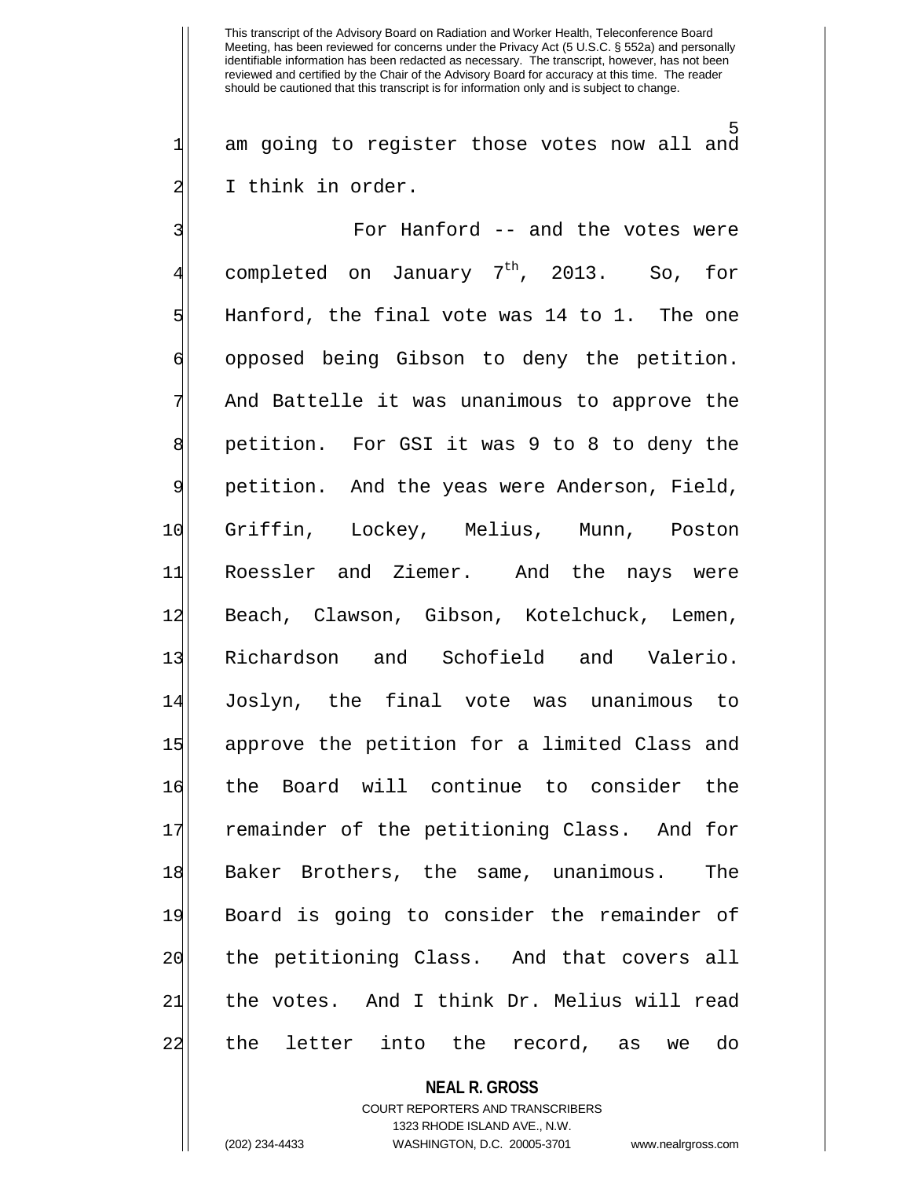This transcript of the Advisory Board on Radiation and Worker Health, Teleconference Board Meeting, has been reviewed for concerns under the Privacy Act (5 U.S.C. § 552a) and personally identifiable information has been redacted as necessary. The transcript, however, has not been reviewed and certified by the Chair of the Advisory Board for accuracy at this time. The reader should be cautioned that this transcript is for information only and is subject to change.

am going to register those votes now all and I think in order.

For Hanford -- and the votes were completed on January 7th, 2013. So, for Hanford, the final vote was 14 to 1. The one opposed being Gibson to deny the petition. And Battelle it was unanimous to approve the petition. For GSI it was 9 to 8 to deny the petition. And the yeas were Anderson, Field, Griffin, Lockey, Melius, Munn, Poston Roessler and Ziemer. And the nays were Beach, Clawson, Gibson, Kotelchuck, Lemen, Richardson and Schofield and Valerio. Joslyn, the final vote was unanimous to approve the petition for a limited Class and the Board will continue to consider the remainder of the petitioning Class. And for Baker Brothers, the same, unanimous. The Board is going to consider the remainder of the petitioning Class. And that covers all the votes. And I think Dr. Melius will read the letter into the record, as we do

**NEAL R. GROSS**
COURT REPORTERS AND TRANSCRIBERS
1323 RHODE ISLAND AVE., N.W.
(202) 234-4433 WASHINGTON, D.C. 20005-3701 www.nealrgross.com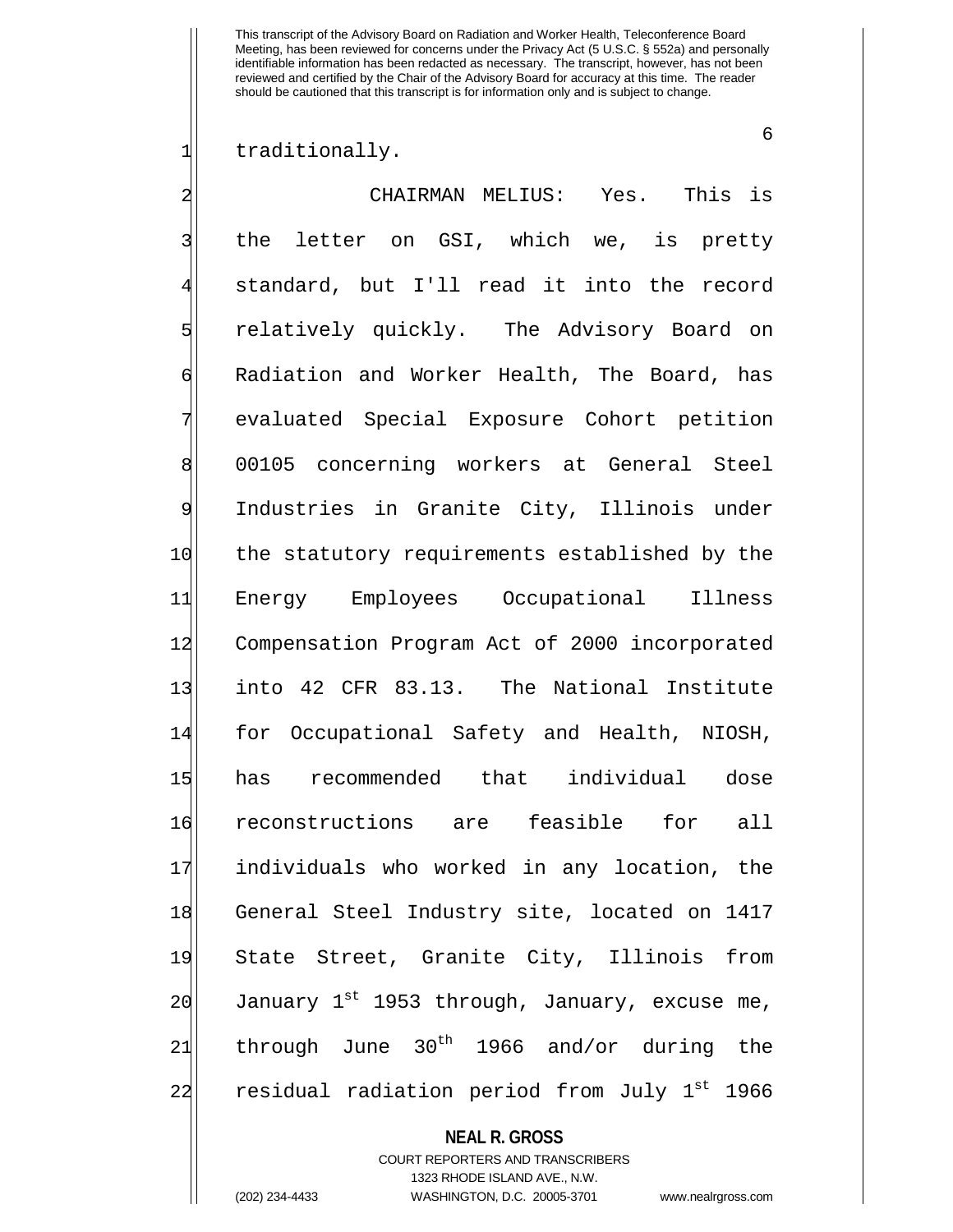traditionally.

CHAIRMAN MELIUS: Yes. This is the letter on GSI, which we, is pretty standard, but I'll read it into the record relatively quickly. The Advisory Board on Radiation and Worker Health, The Board, has evaluated Special Exposure Cohort petition 00105 concerning workers at General Steel Industries in Granite City, Illinois under the statutory requirements established by the Energy Employees Occupational Illness Compensation Program Act of 2000 incorporated into 42 CFR 83.13. The National Institute for Occupational Safety and Health, NIOSH, has recommended that individual dose reconstructions are feasible for all individuals who worked in any location, the General Steel Industry site, located on 1417 State Street, Granite City, Illinois from January 1st 1953 through, January, excuse me, through June 30th 1966 and/or during the residual radiation period from July 1st 1966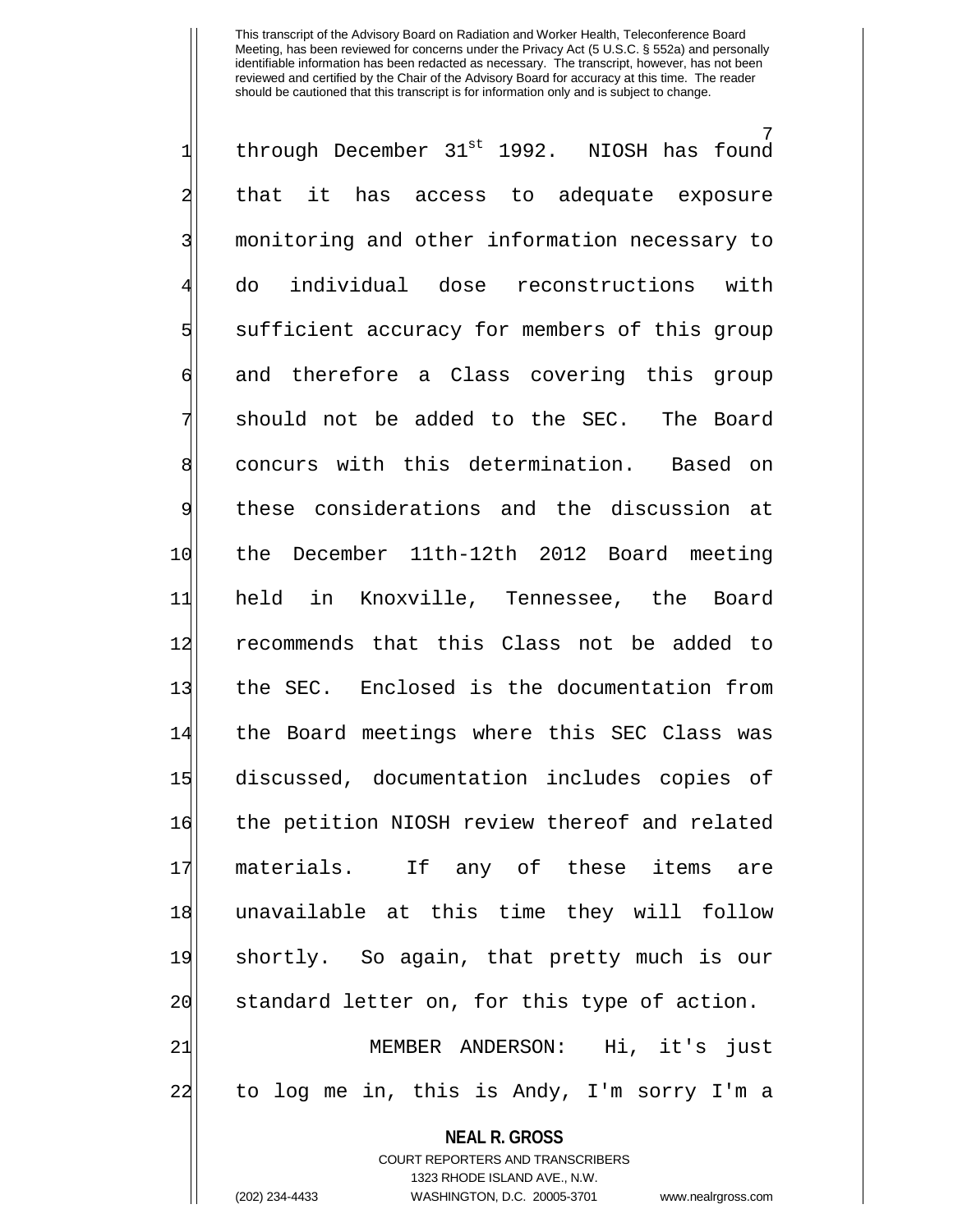through December 31st 1992. NIOSH has found that it has access to adequate exposure monitoring and other information necessary to do individual dose reconstructions with sufficient accuracy for members of this group and therefore a Class covering this group should not be added to the SEC. The Board concurs with this determination. Based on these considerations and the discussion at the December 11th-12th 2012 Board meeting held in Knoxville, Tennessee, the Board recommends that this Class not be added to the SEC. Enclosed is the documentation from the Board meetings where this SEC Class was discussed, documentation includes copies of the petition NIOSH review thereof and related materials. If any of these items are unavailable at this time they will follow shortly. So again, that pretty much is our standard letter on, for this type of action.

MEMBER ANDERSON: Hi, it's just to log me in, this is Andy, I'm sorry I'm a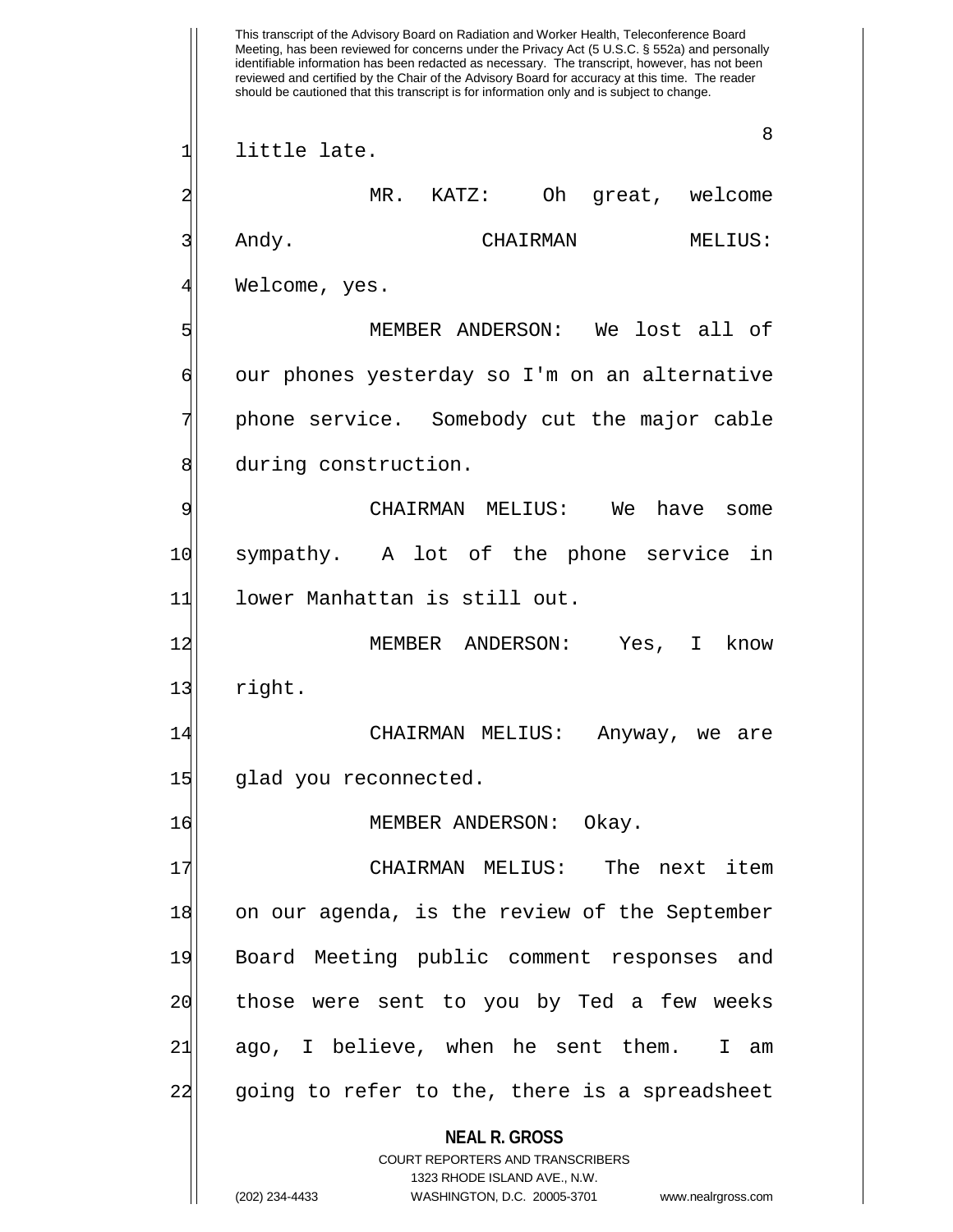little late.

MR. KATZ: Oh great, welcome Andy.

CHAIRMAN MELIUS: Welcome, yes.

MEMBER ANDERSON: We lost all of our phones yesterday so I'm on an alternative phone service. Somebody cut the major cable during construction.

CHAIRMAN MELIUS: We have some sympathy. A lot of the phone service in lower Manhattan is still out.

MEMBER ANDERSON: Yes, I know right.

CHAIRMAN MELIUS: Anyway, we are glad you reconnected.

MEMBER ANDERSON: Okay.

CHAIRMAN MELIUS: The next item on our agenda, is the review of the September Board Meeting public comment responses and those were sent to you by Ted a few weeks ago, I believe, when he sent them. I am going to refer to the, there is a spreadsheet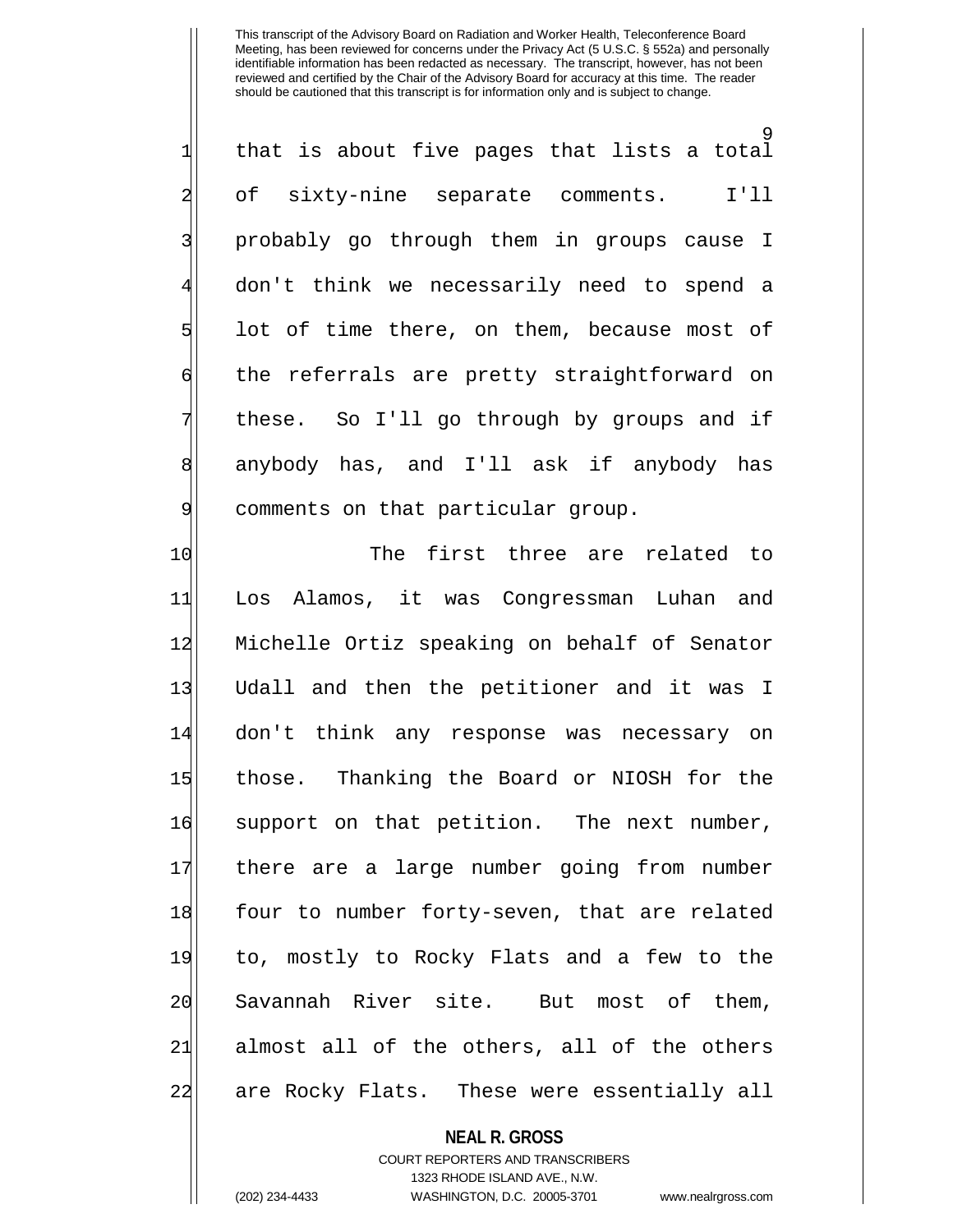that is about five pages that lists a total of sixty-nine separate comments. I'll probably go through them in groups cause I don't think we necessarily need to spend a lot of time there, on them, because most of the referrals are pretty straightforward on these. So I'll go through by groups and if anybody has, and I'll ask if anybody has comments on that particular group.

The first three are related to Los Alamos, it was Congressman Luhan and Michelle Ortiz speaking on behalf of Senator Udall and then the petitioner and it was I don't think any response was necessary on those. Thanking the Board or NIOSH for the support on that petition. The next number, there are a large number going from number four to number forty-seven, that are related to, mostly to Rocky Flats and a few to the Savannah River site. But most of them, almost all of the others, all of the others are Rocky Flats. These were essentially all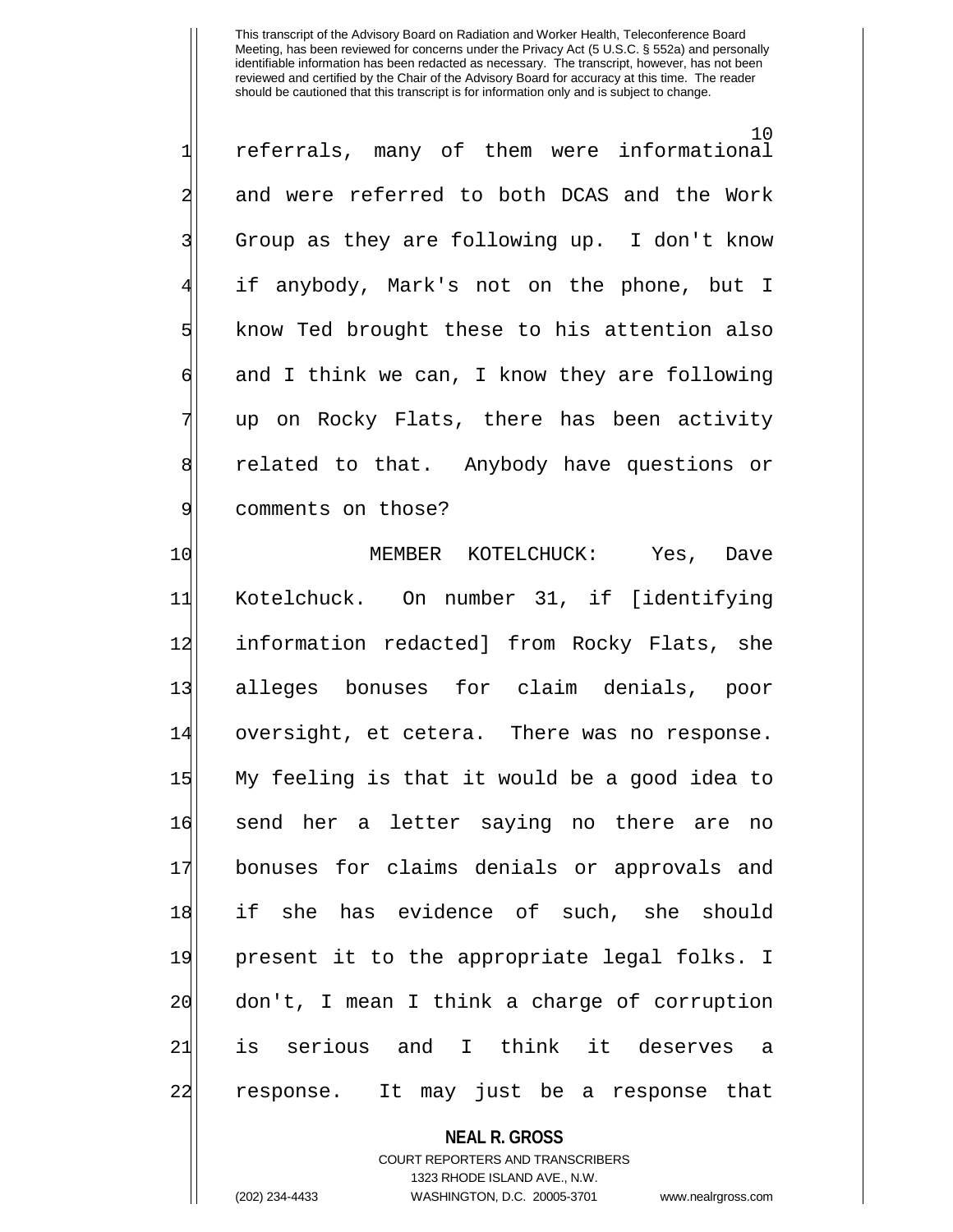referrals, many of them were informational and were referred to both DCAS and the Work Group as they are following up. I don't know if anybody, Mark's not on the phone, but I know Ted brought these to his attention also and I think we can, I know they are following up on Rocky Flats, there has been activity related to that. Anybody have questions or comments on those?

MEMBER KOTELCHUCK: Yes, Dave Kotelchuck. On number 31, if [identifying information redacted] from Rocky Flats, she alleges bonuses for claim denials, poor oversight, et cetera. There was no response. My feeling is that it would be a good idea to send her a letter saying no there are no bonuses for claims denials or approvals and if she has evidence of such, she should present it to the appropriate legal folks. I don't, I mean I think a charge of corruption is serious and I think it deserves a response. It may just be a response that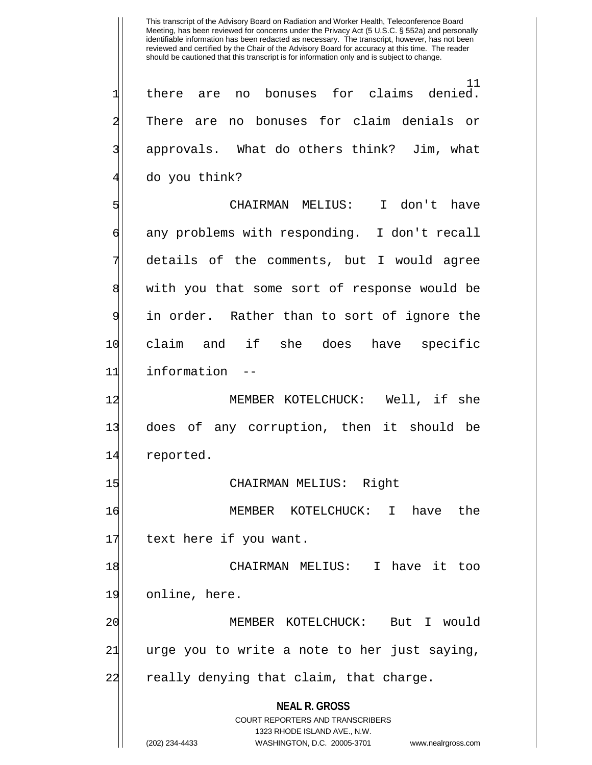there are no bonuses for claims denied. There are no bonuses for claim denials or approvals. What do others think? Jim, what do you think?

CHAIRMAN MELIUS: I don't have any problems with responding. I don't recall details of the comments, but I would agree with you that some sort of response would be in order. Rather than to sort of ignore the claim and if she does have specific information --

MEMBER KOTELCHUCK: Well, if she does of any corruption, then it should be reported.

CHAIRMAN MELIUS: Right

MEMBER KOTELCHUCK: I have the text here if you want.

CHAIRMAN MELIUS: I have it too online, here.

MEMBER KOTELCHUCK: But I would urge you to write a note to her just saying, really denying that claim, that charge.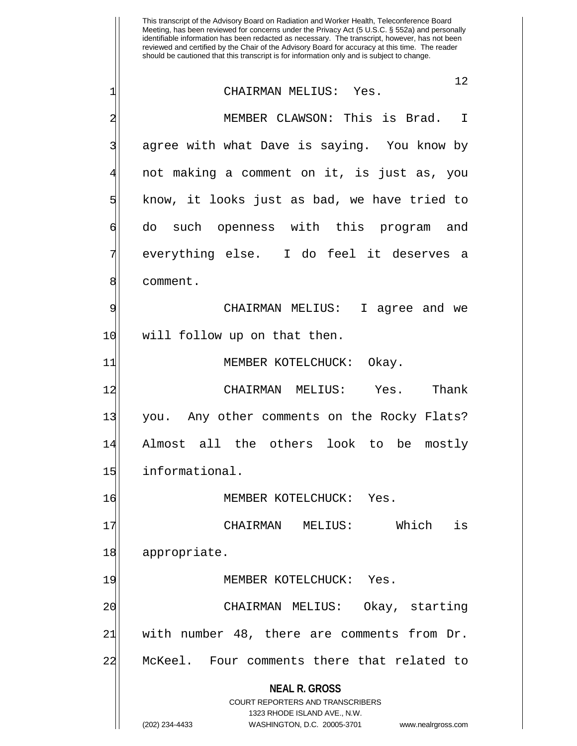CHAIRMAN MELIUS: Yes.

MEMBER CLAWSON: This is Brad. I agree with what Dave is saying. You know by not making a comment on it, is just as, you know, it looks just as bad, we have tried to do such openness with this program and everything else. I do feel it deserves a comment.

CHAIRMAN MELIUS: I agree and we will follow up on that then.

MEMBER KOTELCHUCK: Okay.

CHAIRMAN MELIUS: Yes. Thank you. Any other comments on the Rocky Flats? Almost all the others look to be mostly informational.

MEMBER KOTELCHUCK: Yes.

CHAIRMAN MELIUS: Which is appropriate.

MEMBER KOTELCHUCK: Yes.

CHAIRMAN MELIUS: Okay, starting with number 48, there are comments from Dr. McKeel. Four comments there that related to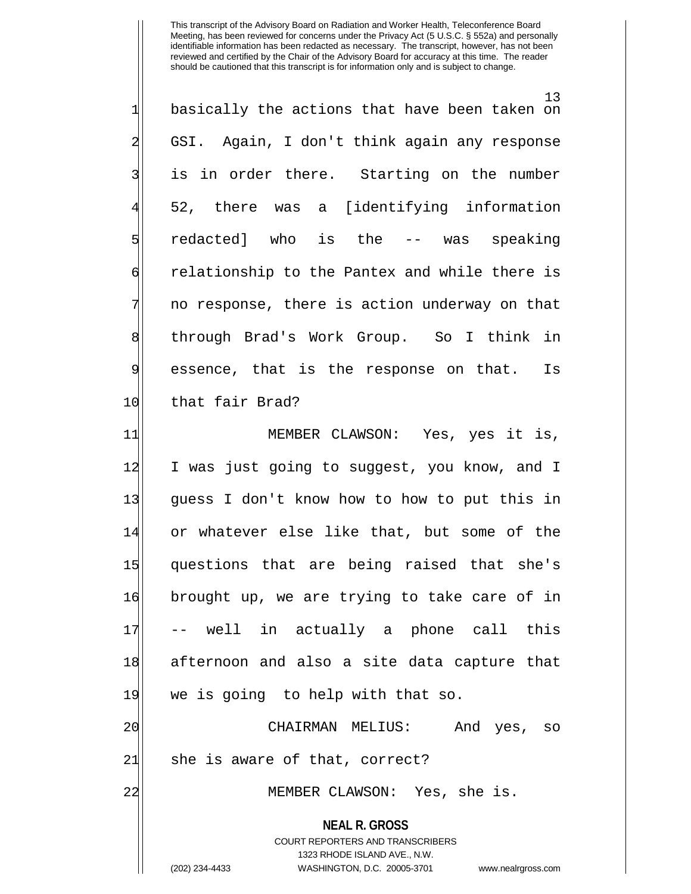basically the actions that have been taken on GSI. Again, I don't think again any response is in order there. Starting on the number 52, there was a [identifying information redacted] who is the -- was speaking relationship to the Pantex and while there is no response, there is action underway on that through Brad's Work Group. So I think in essence, that is the response on that. Is that fair Brad?

MEMBER CLAWSON: Yes, yes it is, I was just going to suggest, you know, and I guess I don't know how to how to put this in or whatever else like that, but some of the questions that are being raised that she's brought up, we are trying to take care of in -- well in actually a phone call this afternoon and also a site data capture that we is going to help with that so.

CHAIRMAN MELIUS: And yes, so she is aware of that, correct?

MEMBER CLAWSON: Yes, she is.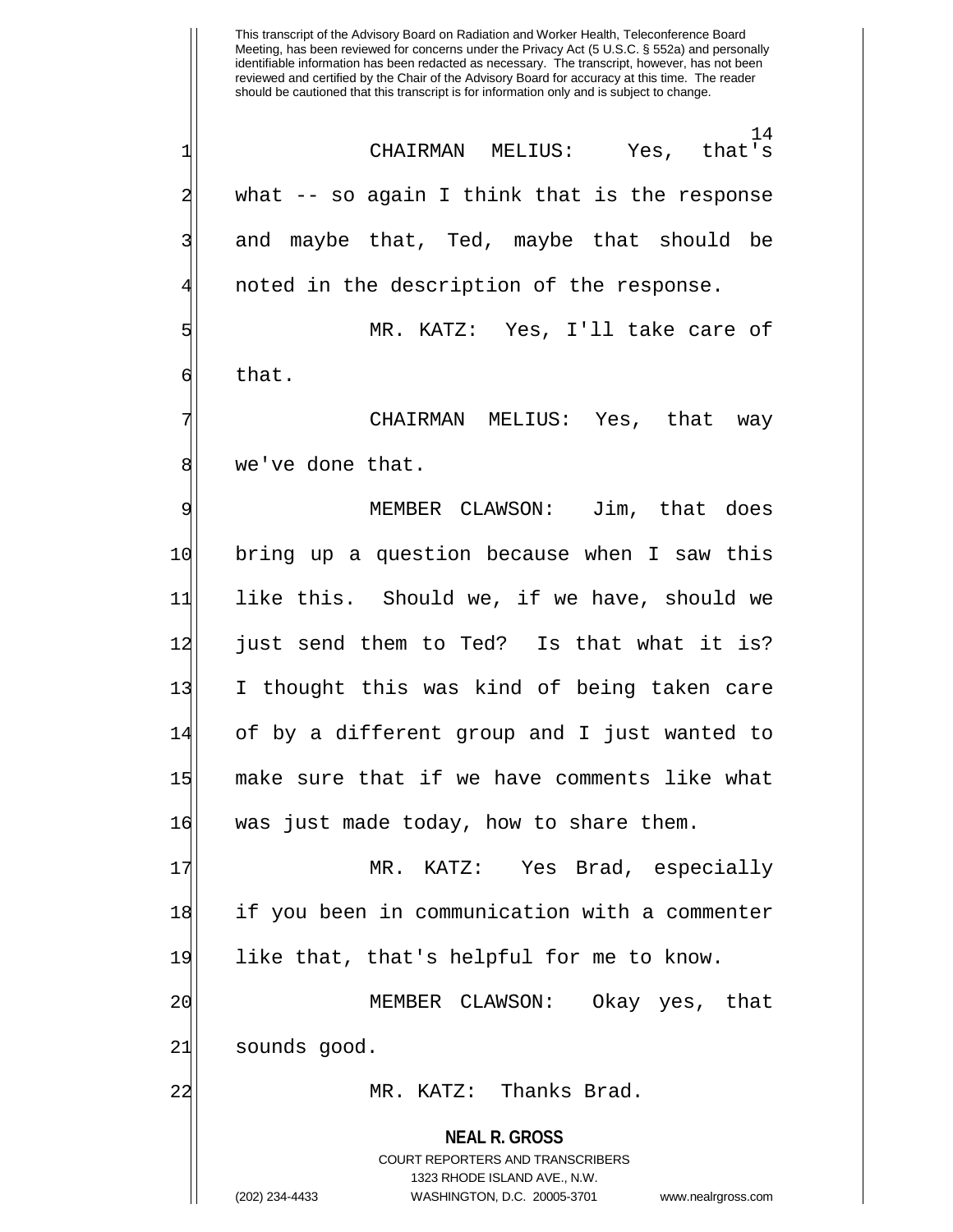CHAIRMAN MELIUS: Yes, that's what -- so again I think that is the response and maybe that, Ted, maybe that should be noted in the description of the response.

MR. KATZ: Yes, I'll take care of that.

CHAIRMAN MELIUS: Yes, that way we've done that.

MEMBER CLAWSON: Jim, that does bring up a question because when I saw this like this. Should we, if we have, should we just send them to Ted? Is that what it is? I thought this was kind of being taken care of by a different group and I just wanted to make sure that if we have comments like what was just made today, how to share them.

MR. KATZ: Yes Brad, especially if you been in communication with a commenter like that, that's helpful for me to know.

MEMBER CLAWSON: Okay yes, that sounds good.

MR. KATZ: Thanks Brad.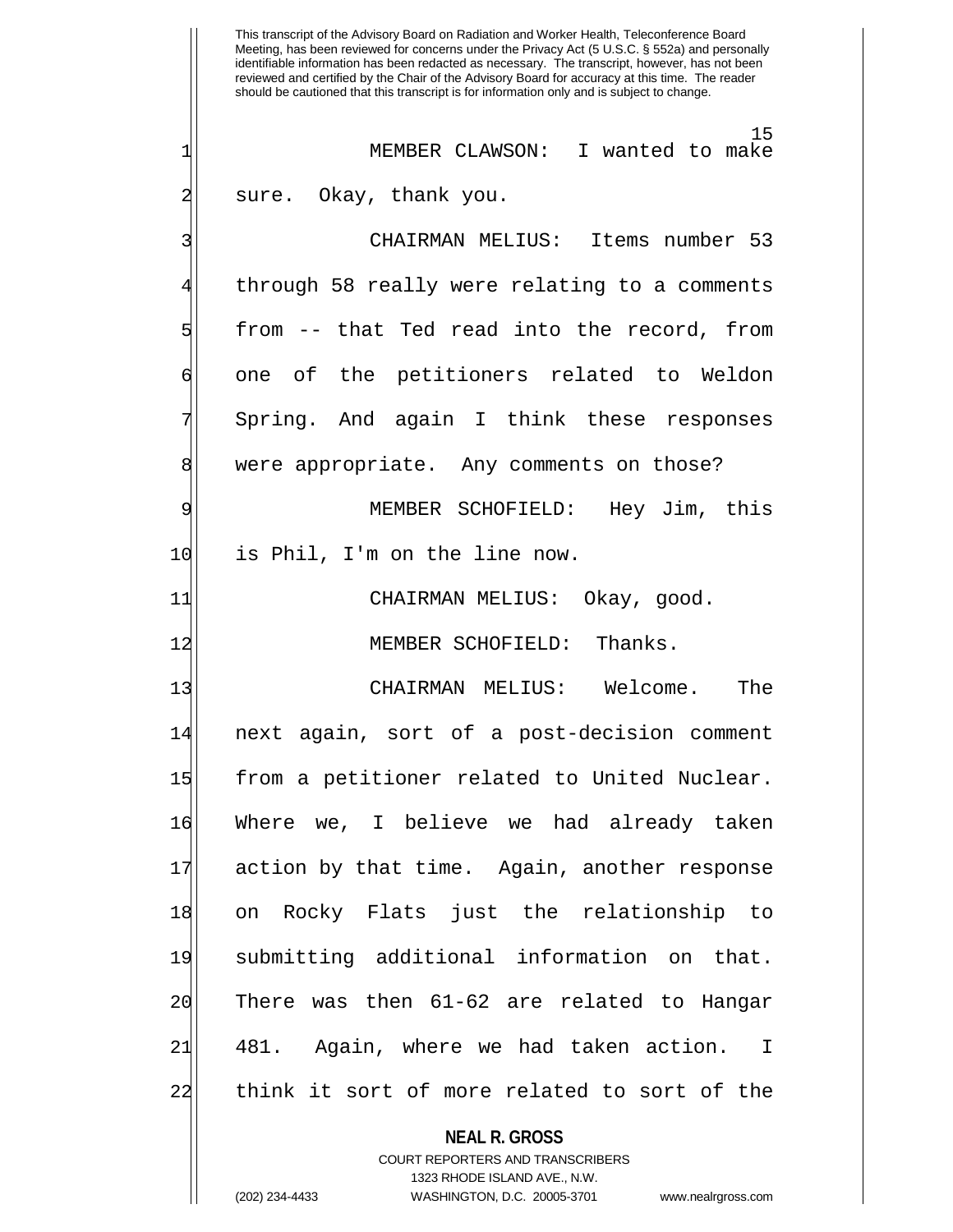MEMBER CLAWSON: I wanted to make sure. Okay, thank you.

CHAIRMAN MELIUS: Items number 53 through 58 really were relating to a comments from -- that Ted read into the record, from one of the petitioners related to Weldon Spring. And again I think these responses were appropriate. Any comments on those?

MEMBER SCHOFIELD: Hey Jim, this is Phil, I'm on the line now.

CHAIRMAN MELIUS: Okay, good.

MEMBER SCHOFIELD: Thanks.

CHAIRMAN MELIUS: Welcome. The next again, sort of a post-decision comment from a petitioner related to United Nuclear. Where we, I believe we had already taken action by that time. Again, another response on Rocky Flats just the relationship to submitting additional information on that. There was then 61-62 are related to Hangar 481. Again, where we had taken action. I think it sort of more related to sort of the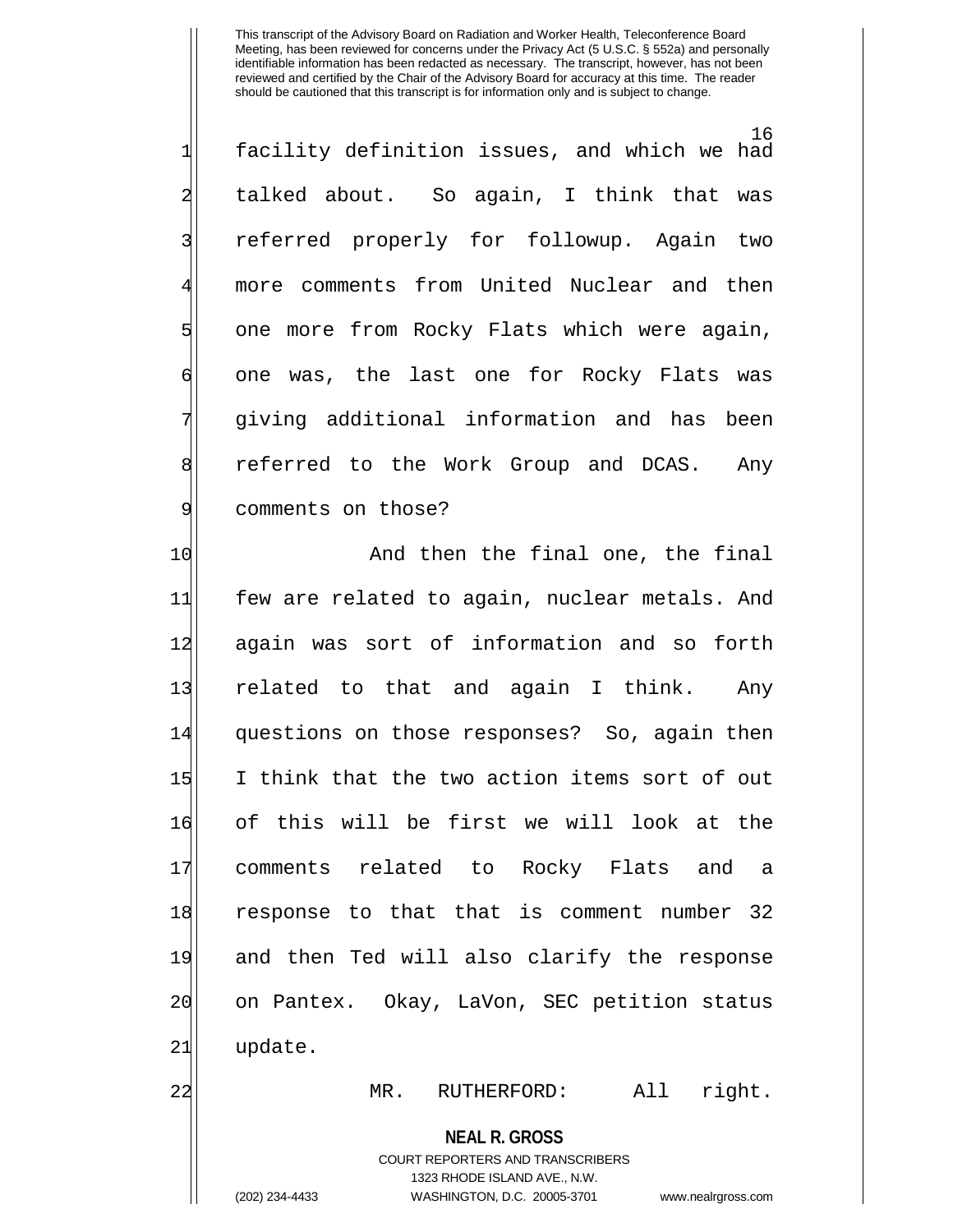facility definition issues, and which we had talked about. So again, I think that was referred properly for followup. Again two more comments from United Nuclear and then one more from Rocky Flats which were again, one was, the last one for Rocky Flats was giving additional information and has been referred to the Work Group and DCAS. Any comments on those?

And then the final one, the final few are related to again, nuclear metals. And again was sort of information and so forth related to that and again I think. Any questions on those responses? So, again then I think that the two action items sort of out of this will be first we will look at the comments related to Rocky Flats and a response to that that is comment number 32 and then Ted will also clarify the response on Pantex. Okay, LaVon, SEC petition status update.

MR. RUTHERFORD: All right.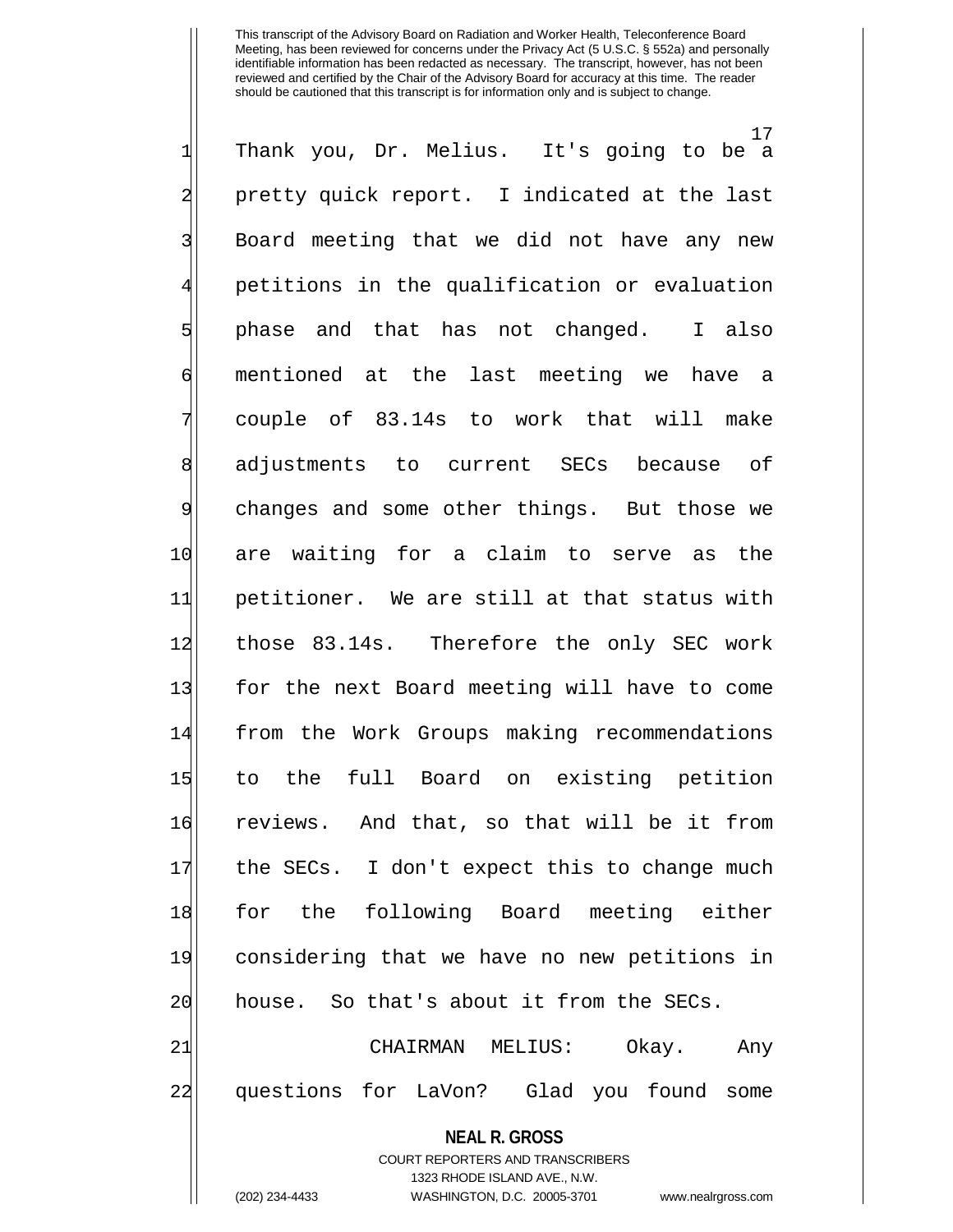Thank you, Dr. Melius. It's going to be a pretty quick report. I indicated at the last Board meeting that we did not have any new petitions in the qualification or evaluation phase and that has not changed. I also mentioned at the last meeting we have a couple of 83.14s to work that will make adjustments to current SECs because of changes and some other things. But those we are waiting for a claim to serve as the petitioner. We are still at that status with those 83.14s. Therefore the only SEC work for the next Board meeting will have to come from the Work Groups making recommendations to the full Board on existing petition reviews. And that, so that will be it from the SECs. I don't expect this to change much for the following Board meeting either considering that we have no new petitions in house. So that's about it from the SECs.

CHAIRMAN MELIUS: Okay. Any questions for LaVon? Glad you found some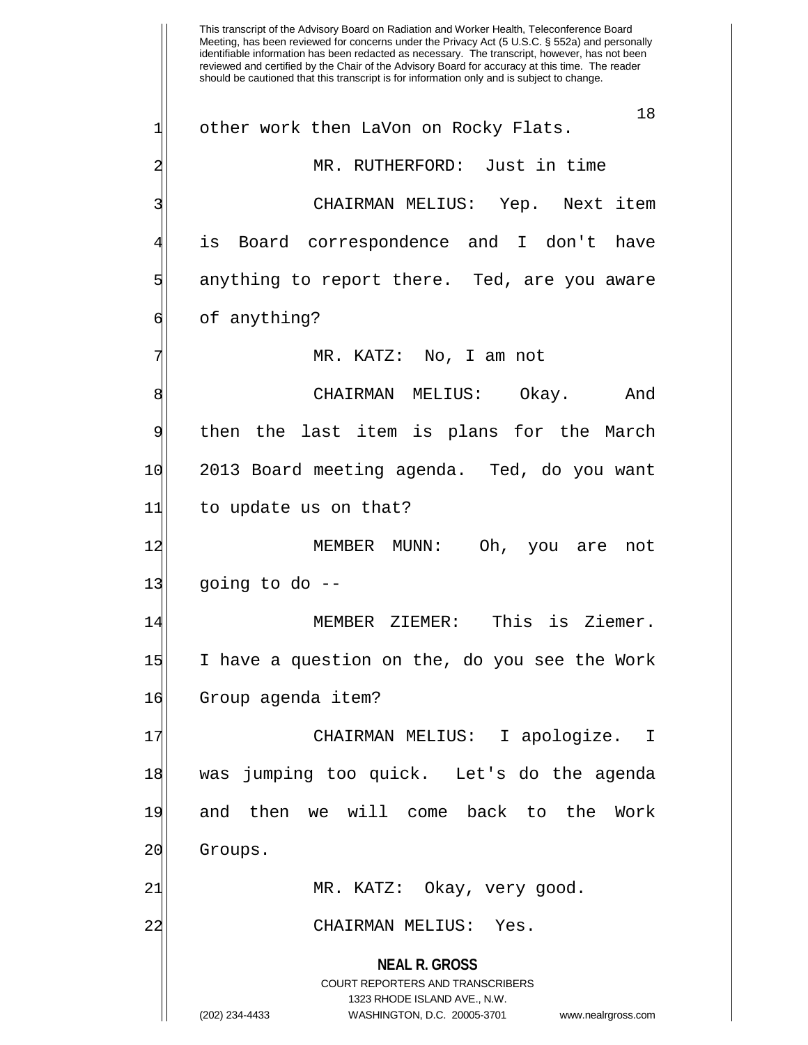This transcript of the Advisory Board on Radiation and Worker Health, Teleconference Board Meeting, has been reviewed for concerns under the Privacy Act (5 U.S.C. § 552a) and personally identifiable information has been redacted as necessary. The transcript, however, has not been reviewed and certified by the Chair of the Advisory Board for accuracy at this time. The reader should be cautioned that this transcript is for information only and is subject to change.

other work then LaVon on Rocky Flats.

MR. RUTHERFORD: Just in time

CHAIRMAN MELIUS: Yep. Next item is Board correspondence and I don't have anything to report there. Ted, are you aware of anything?

MR. KATZ: No, I am not

CHAIRMAN MELIUS: Okay. And then the last item is plans for the March 2013 Board meeting agenda. Ted, do you want to update us on that?

MEMBER MUNN: Oh, you are not going to do --

MEMBER ZIEMER: This is Ziemer. I have a question on the, do you see the Work Group agenda item?

CHAIRMAN MELIUS: I apologize. I was jumping too quick. Let's do the agenda and then we will come back to the Work Groups.

MR. KATZ: Okay, very good.

CHAIRMAN MELIUS: Yes.

**NEAL R. GROSS**
COURT REPORTERS AND TRANSCRIBERS
1323 RHODE ISLAND AVE., N.W.
(202) 234-4433 WASHINGTON, D.C. 20005-3701 www.nealrgross.com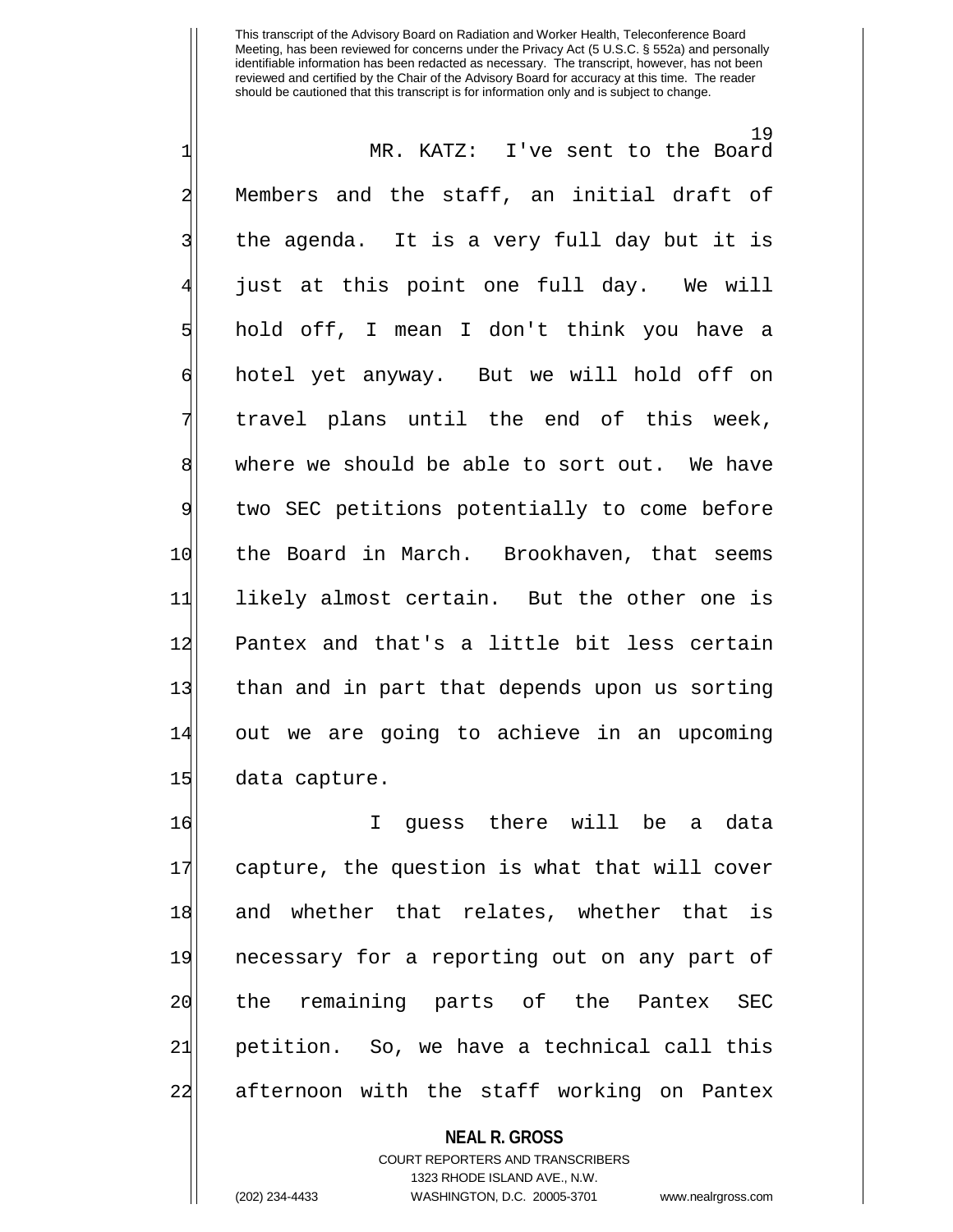MR. KATZ: I've sent to the Board Members and the staff, an initial draft of the agenda. It is a very full day but it is just at this point one full day. We will hold off, I mean I don't think you have a hotel yet anyway. But we will hold off on travel plans until the end of this week, where we should be able to sort out. We have two SEC petitions potentially to come before the Board in March. Brookhaven, that seems likely almost certain. But the other one is Pantex and that's a little bit less certain than and in part that depends upon us sorting out we are going to achieve in an upcoming data capture.

I guess there will be a data capture, the question is what that will cover and whether that relates, whether that is necessary for a reporting out on any part of the remaining parts of the Pantex SEC petition. So, we have a technical call this afternoon with the staff working on Pantex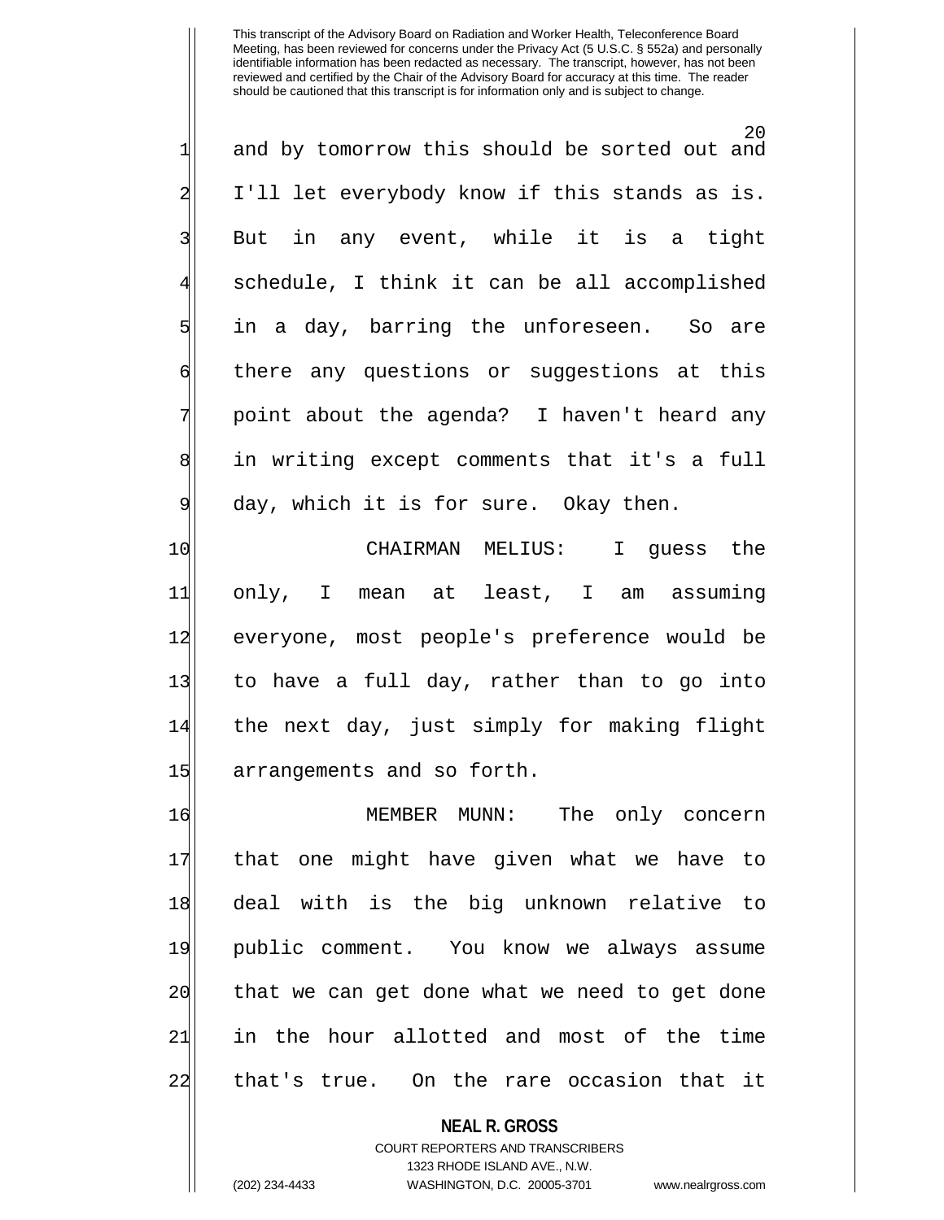and by tomorrow this should be sorted out and I'll let everybody know if this stands as is. But in any event, while it is a tight schedule, I think it can be all accomplished in a day, barring the unforeseen. So are there any questions or suggestions at this point about the agenda? I haven't heard any in writing except comments that it's a full day, which it is for sure. Okay then.

CHAIRMAN MELIUS: I guess the only, I mean at least, I am assuming everyone, most people's preference would be to have a full day, rather than to go into the next day, just simply for making flight arrangements and so forth.

MEMBER MUNN: The only concern that one might have given what we have to deal with is the big unknown relative to public comment. You know we always assume that we can get done what we need to get done in the hour allotted and most of the time that's true. On the rare occasion that it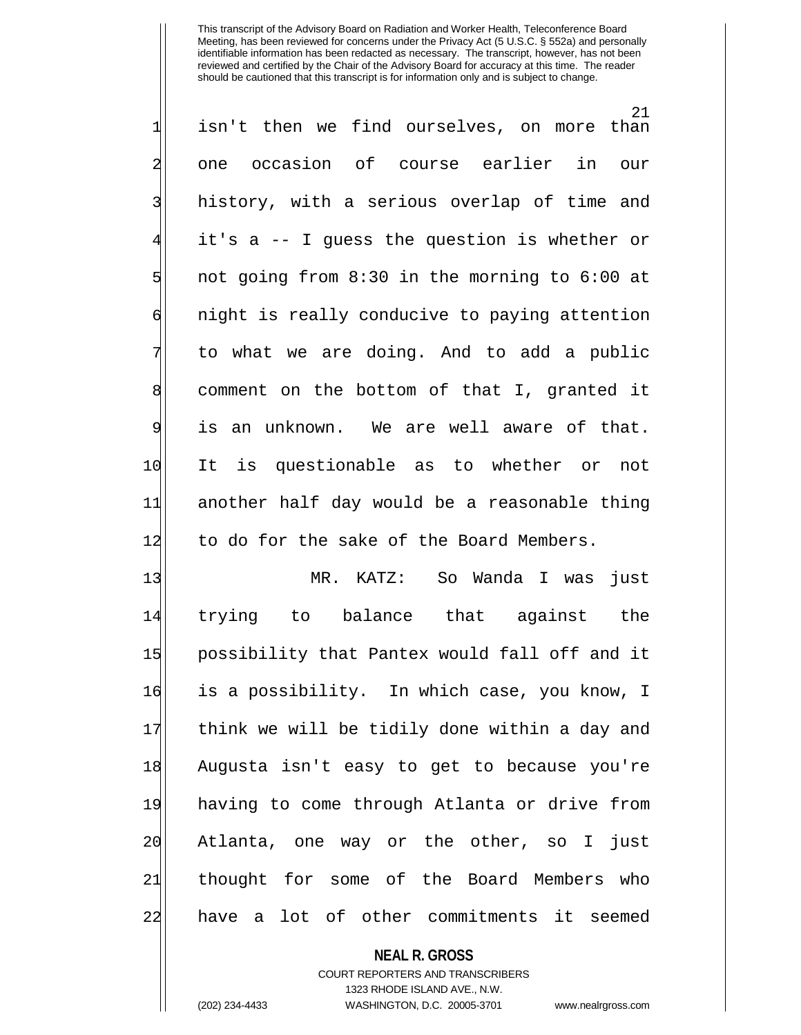isn't then we find ourselves, on more than one occasion of course earlier in our history, with a serious overlap of time and it's a -- I guess the question is whether or not going from 8:30 in the morning to 6:00 at night is really conducive to paying attention to what we are doing. And to add a public comment on the bottom of that I, granted it is an unknown. We are well aware of that. It is questionable as to whether or not another half day would be a reasonable thing to do for the sake of the Board Members.

MR. KATZ: So Wanda I was just trying to balance that against the possibility that Pantex would fall off and it is a possibility. In which case, you know, I think we will be tidily done within a day and Augusta isn't easy to get to because you're having to come through Atlanta or drive from Atlanta, one way or the other, so I just thought for some of the Board Members who have a lot of other commitments it seemed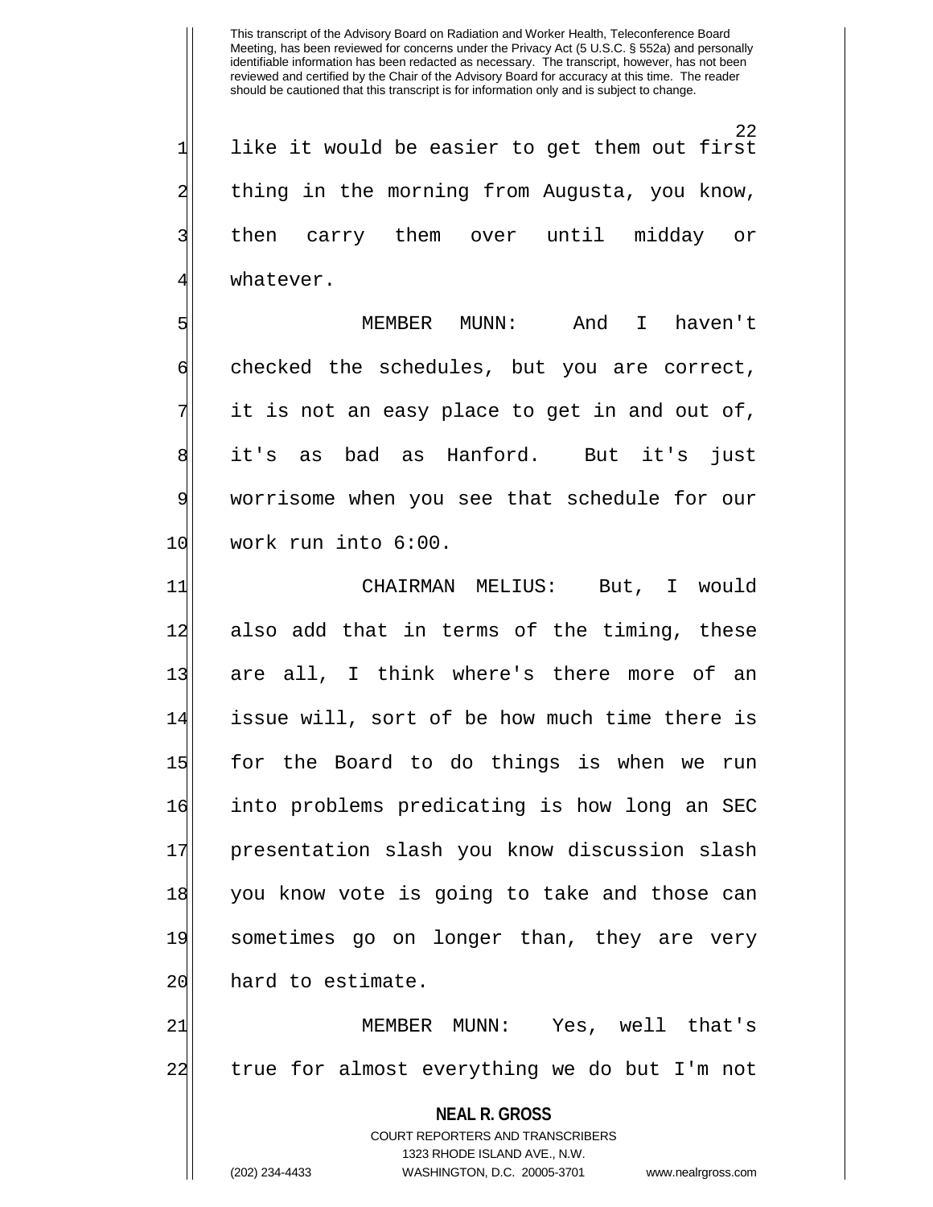like it would be easier to get them out first thing in the morning from Augusta, you know, then carry them over until midday or whatever.

MEMBER MUNN: And I haven't checked the schedules, but you are correct, it is not an easy place to get in and out of, it's as bad as Hanford. But it's just worrisome when you see that schedule for our work run into 6:00.

CHAIRMAN MELIUS: But, I would also add that in terms of the timing, these are all, I think where's there more of an issue will, sort of be how much time there is for the Board to do things is when we run into problems predicating is how long an SEC presentation slash you know discussion slash you know vote is going to take and those can sometimes go on longer than, they are very hard to estimate.

MEMBER MUNN: Yes, well that's true for almost everything we do but I'm not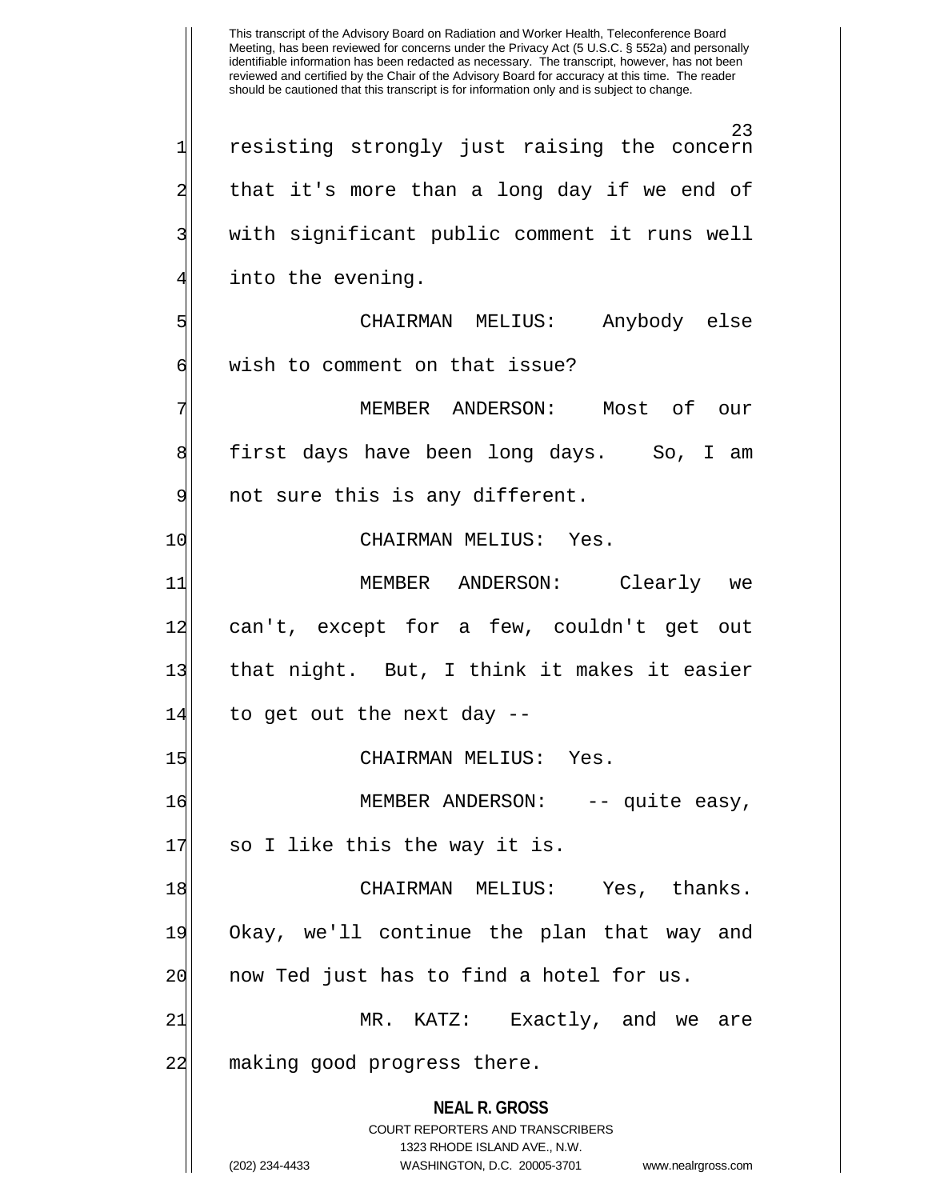resisting strongly just raising the concern that it's more than a long day if we end of with significant public comment it runs well into the evening.

CHAIRMAN MELIUS: Anybody else wish to comment on that issue?

MEMBER ANDERSON: Most of our first days have been long days. So, I am not sure this is any different.

CHAIRMAN MELIUS: Yes.

MEMBER ANDERSON: Clearly we can't, except for a few, couldn't get out that night. But, I think it makes it easier to get out the next day --

CHAIRMAN MELIUS: Yes.

MEMBER ANDERSON: -- quite easy, so I like this the way it is.

CHAIRMAN MELIUS: Yes, thanks. Okay, we'll continue the plan that way and now Ted just has to find a hotel for us.

MR. KATZ: Exactly, and we are making good progress there.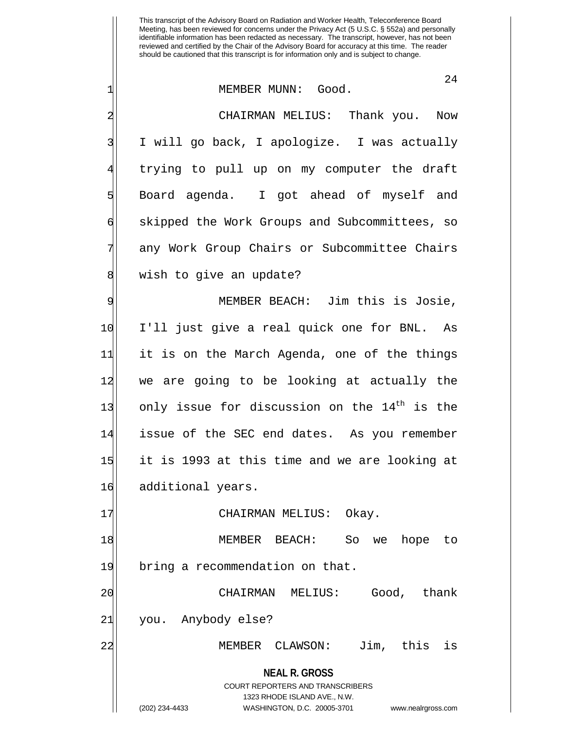This transcript of the Advisory Board on Radiation and Worker Health, Teleconference Board Meeting, has been reviewed for concerns under the Privacy Act (5 U.S.C. § 552a) and personally identifiable information has been redacted as necessary. The transcript, however, has not been reviewed and certified by the Chair of the Advisory Board for accuracy at this time. The reader should be cautioned that this transcript is for information only and is subject to change.

MEMBER MUNN: Good.

CHAIRMAN MELIUS: Thank you. Now I will go back, I apologize. I was actually trying to pull up on my computer the draft Board agenda. I got ahead of myself and skipped the Work Groups and Subcommittees, so any Work Group Chairs or Subcommittee Chairs wish to give an update?

MEMBER BEACH: Jim this is Josie, I'll just give a real quick one for BNL. As it is on the March Agenda, one of the things we are going to be looking at actually the only issue for discussion on the 14th is the issue of the SEC end dates. As you remember it is 1993 at this time and we are looking at additional years.

CHAIRMAN MELIUS: Okay.

MEMBER BEACH: So we hope to bring a recommendation on that.

CHAIRMAN MELIUS: Good, thank you. Anybody else?

MEMBER CLAWSON: Jim, this is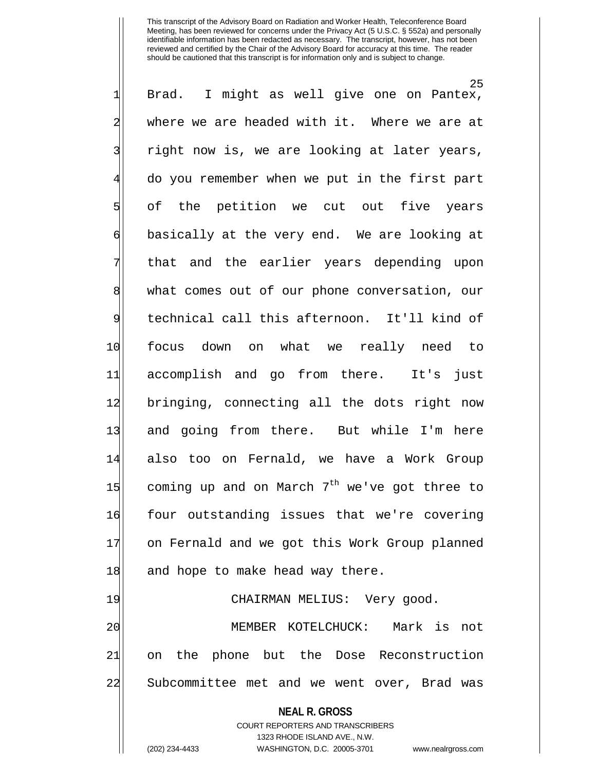Brad. I might as well give one on Pantex, where we are headed with it. Where we are at right now is, we are looking at later years, do you remember when we put in the first part of the petition we cut out five years basically at the very end. We are looking at that and the earlier years depending upon what comes out of our phone conversation, our technical call this afternoon. It'll kind of focus down on what we really need to accomplish and go from there. It's just bringing, connecting all the dots right now and going from there. But while I'm here also too on Fernald, we have a Work Group coming up and on March $7^{th}$ we've got three to four outstanding issues that we're covering on Fernald and we got this Work Group planned and hope to make head way there.

CHAIRMAN MELIUS: Very good.

MEMBER KOTELCHUCK: Mark is not on the phone but the Dose Reconstruction Subcommittee met and we went over, Brad was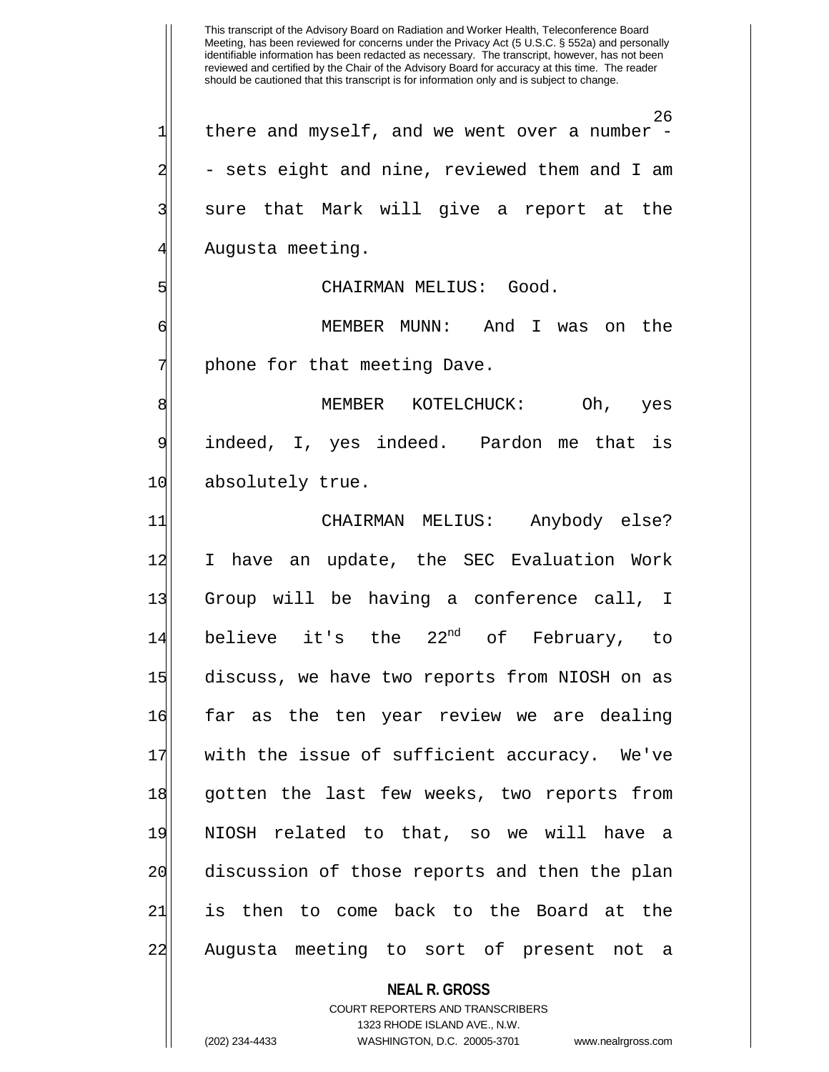there and myself, and we went over a number -- sets eight and nine, reviewed them and I am sure that Mark will give a report at the Augusta meeting.

CHAIRMAN MELIUS: Good.

MEMBER MUNN: And I was on the phone for that meeting Dave.

MEMBER KOTELCHUCK: Oh, yes indeed, I, yes indeed. Pardon me that is absolutely true.

CHAIRMAN MELIUS: Anybody else? I have an update, the SEC Evaluation Work Group will be having a conference call, I believe it's the 22nd of February, to discuss, we have two reports from NIOSH on as far as the ten year review we are dealing with the issue of sufficient accuracy. We've gotten the last few weeks, two reports from NIOSH related to that, so we will have a discussion of those reports and then the plan is then to come back to the Board at the Augusta meeting to sort of present not a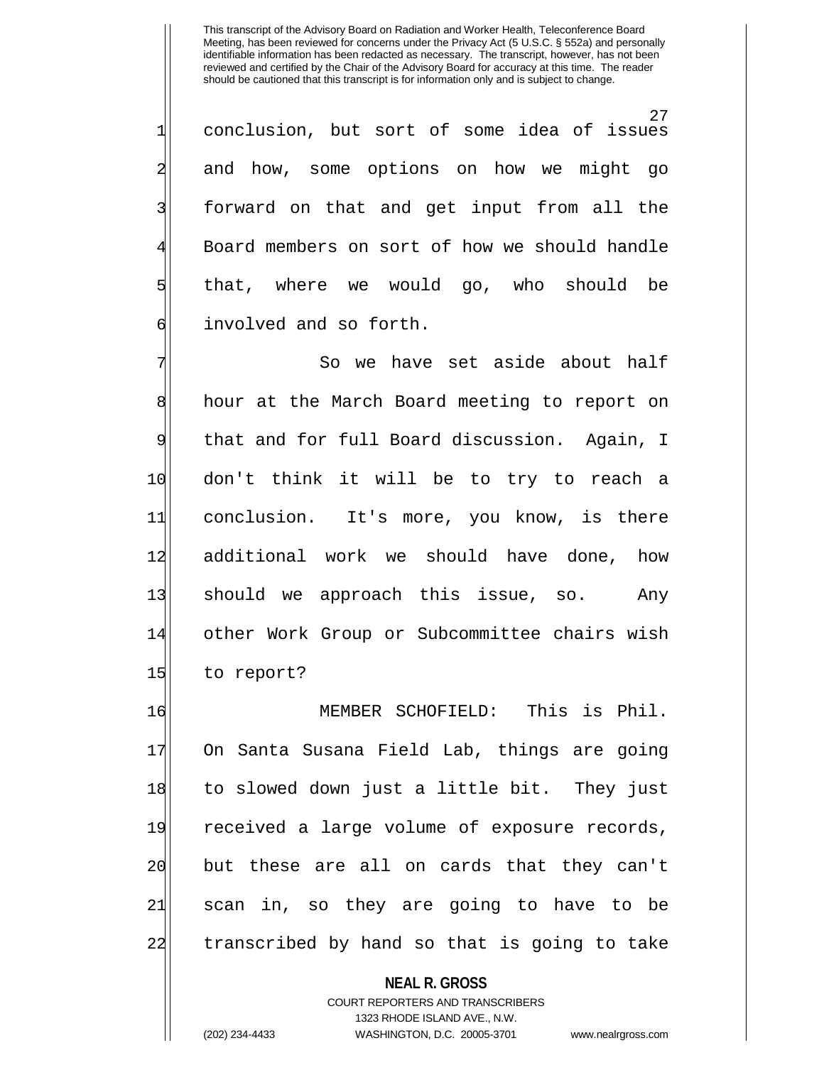conclusion, but sort of some idea of issues and how, some options on how we might go forward on that and get input from all the Board members on sort of how we should handle that, where we would go, who should be involved and so forth.

So we have set aside about half hour at the March Board meeting to report on that and for full Board discussion. Again, I don't think it will be to try to reach a conclusion. It's more, you know, is there additional work we should have done, how should we approach this issue, so. Any other Work Group or Subcommittee chairs wish to report?

MEMBER SCHOFIELD: This is Phil. On Santa Susana Field Lab, things are going to slowed down just a little bit. They just received a large volume of exposure records, but these are all on cards that they can't scan in, so they are going to have to be transcribed by hand so that is going to take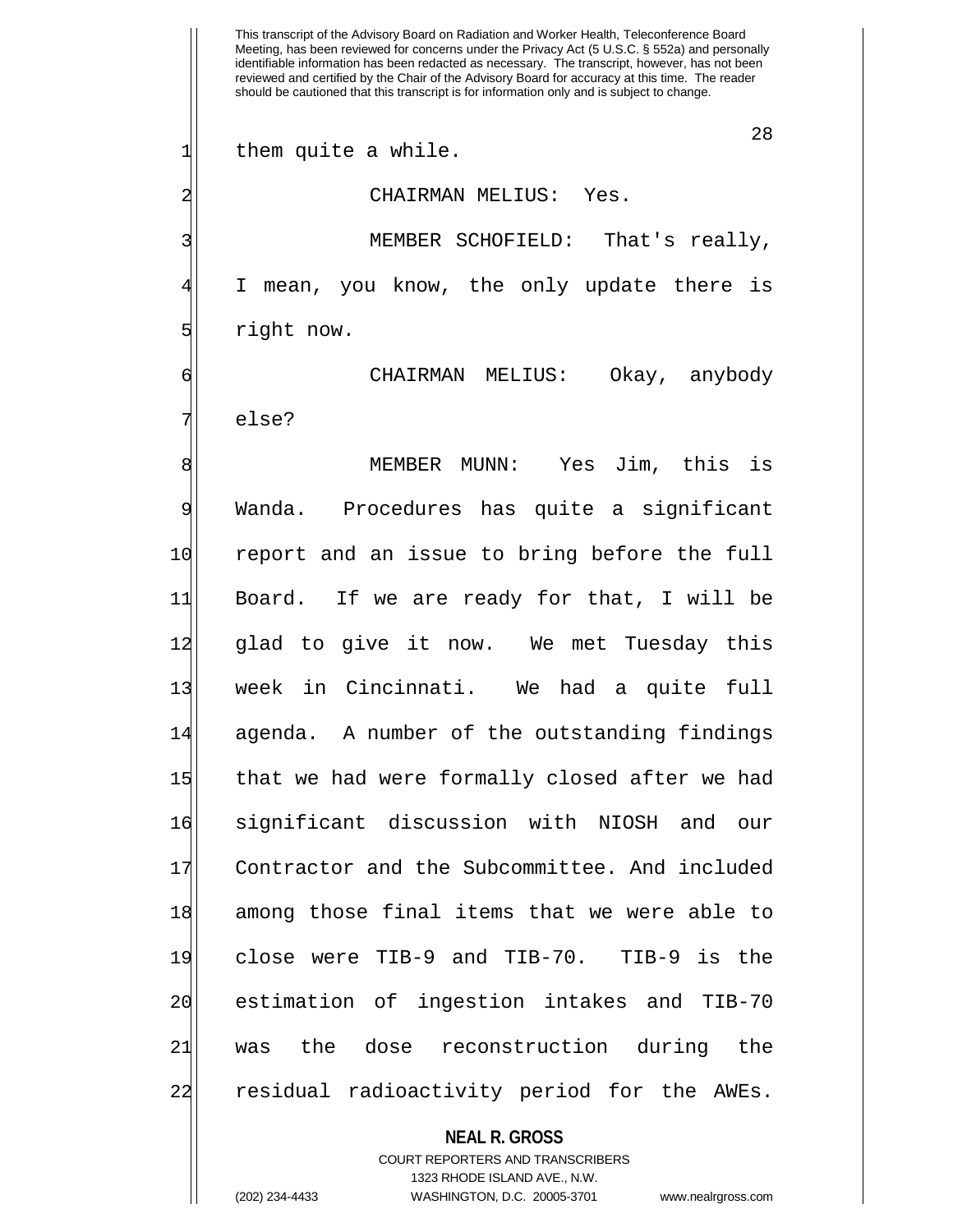This transcript of the Advisory Board on Radiation and Worker Health, Teleconference Board Meeting, has been reviewed for concerns under the Privacy Act (5 U.S.C. § 552a) and personally identifiable information has been redacted as necessary. The transcript, however, has not been reviewed and certified by the Chair of the Advisory Board for accuracy at this time. The reader should be cautioned that this transcript is for information only and is subject to change.

them quite a while.

CHAIRMAN MELIUS: Yes.

MEMBER SCHOFIELD: That's really, I mean, you know, the only update there is right now.

CHAIRMAN MELIUS: Okay, anybody else?

MEMBER MUNN: Yes Jim, this is Wanda. Procedures has quite a significant report and an issue to bring before the full Board. If we are ready for that, I will be glad to give it now. We met Tuesday this week in Cincinnati. We had a quite full agenda. A number of the outstanding findings that we had were formally closed after we had significant discussion with NIOSH and our Contractor and the Subcommittee. And included among those final items that we were able to close were TIB-9 and TIB-70. TIB-9 is the estimation of ingestion intakes and TIB-70 was the dose reconstruction during the residual radioactivity period for the AWEs.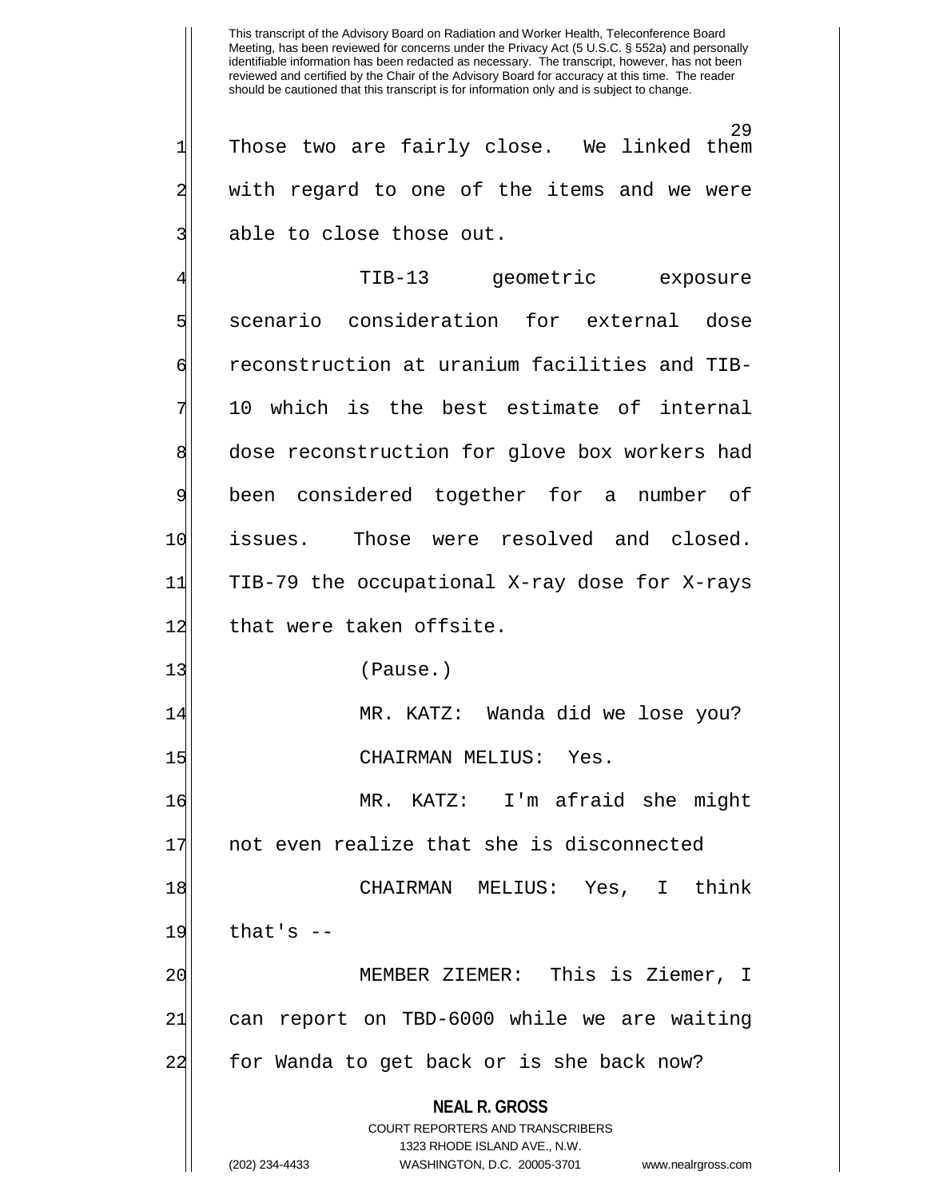Those two are fairly close. We linked them with regard to one of the items and we were able to close those out.

TIB-13 geometric exposure scenario consideration for external dose reconstruction at uranium facilities and TIB-10 which is the best estimate of internal dose reconstruction for glove box workers had been considered together for a number of issues. Those were resolved and closed. TIB-79 the occupational X-ray dose for X-rays that were taken offsite.

(Pause.)

MR. KATZ: Wanda did we lose you?

CHAIRMAN MELIUS: Yes.

MR. KATZ: I'm afraid she might not even realize that she is disconnected

CHAIRMAN MELIUS: Yes, I think that's --

MEMBER ZIEMER: This is Ziemer, I can report on TBD-6000 while we are waiting for Wanda to get back or is she back now?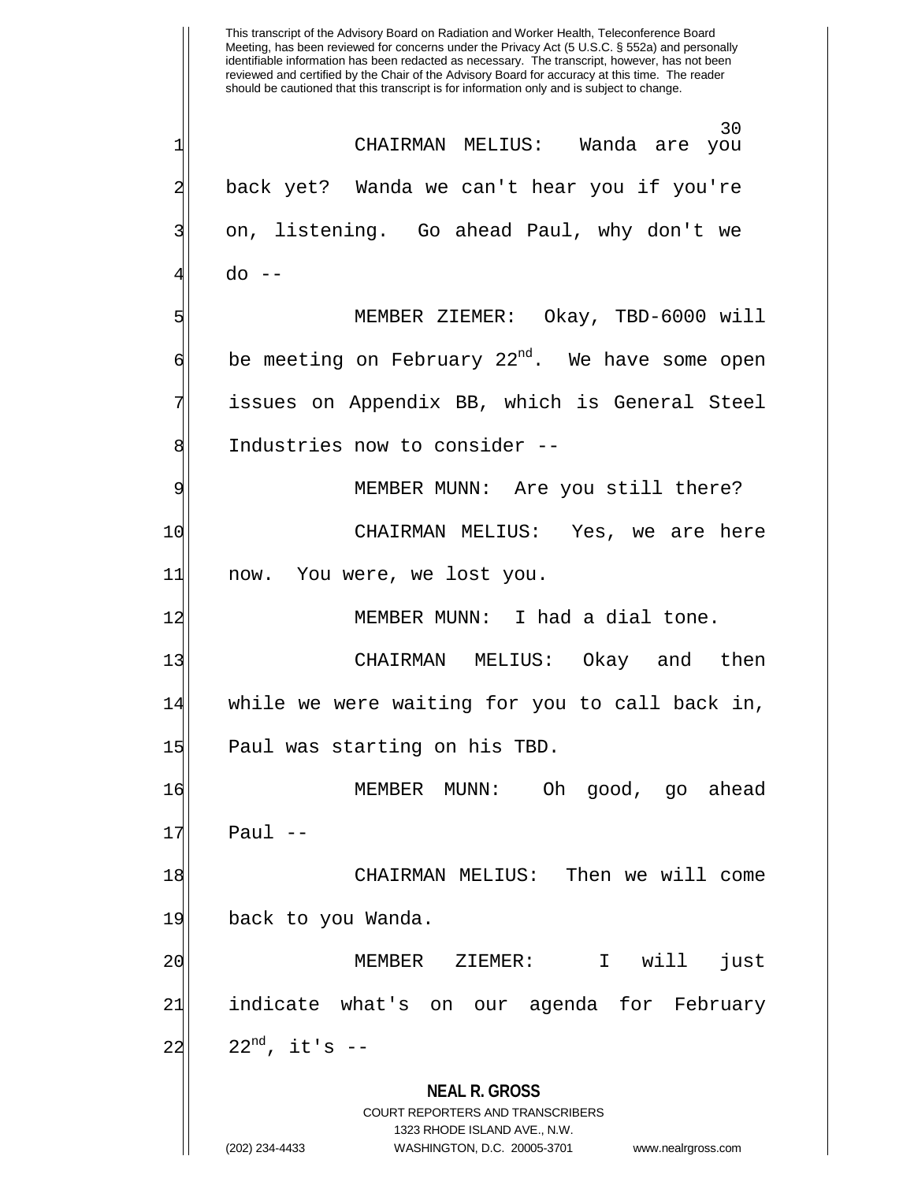CHAIRMAN MELIUS: Wanda are you back yet? Wanda we can't hear you if you're on, listening. Go ahead Paul, why don't we do --

MEMBER ZIEMER: Okay, TBD-6000 will be meeting on February 22nd. We have some open issues on Appendix BB, which is General Steel Industries now to consider --

MEMBER MUNN: Are you still there?

CHAIRMAN MELIUS: Yes, we are here now. You were, we lost you.

MEMBER MUNN: I had a dial tone.

CHAIRMAN MELIUS: Okay and then while we were waiting for you to call back in, Paul was starting on his TBD.

MEMBER MUNN: Oh good, go ahead Paul --

CHAIRMAN MELIUS: Then we will come back to you Wanda.

MEMBER ZIEMER: I will just indicate what's on our agenda for February 22nd, it's --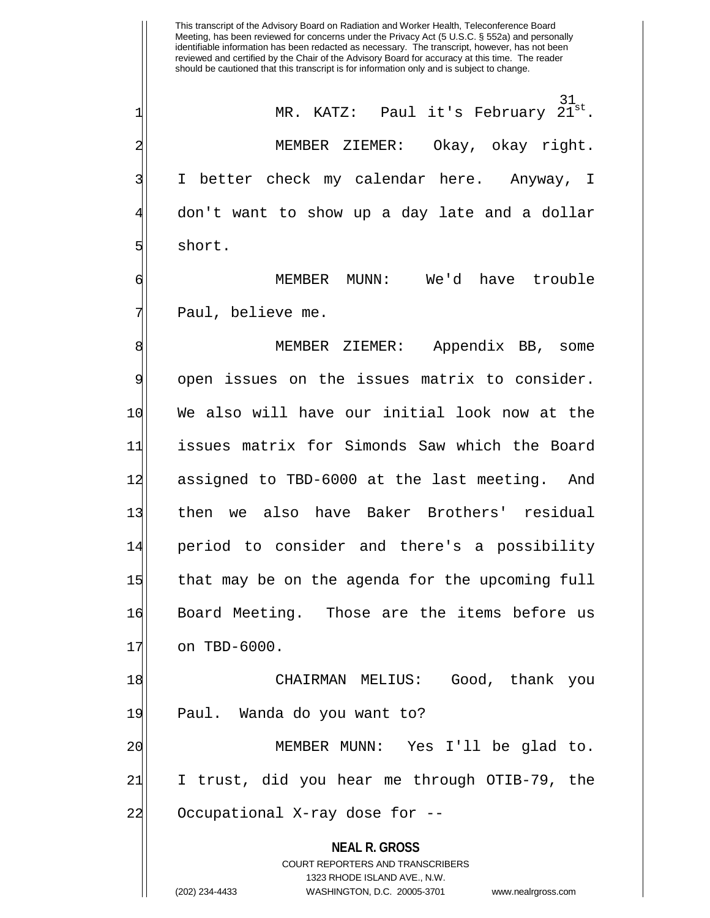This transcript of the Advisory Board on Radiation and Worker Health, Teleconference Board Meeting, has been reviewed for concerns under the Privacy Act (5 U.S.C. § 552a) and personally identifiable information has been redacted as necessary. The transcript, however, has not been reviewed and certified by the Chair of the Advisory Board for accuracy at this time. The reader should be cautioned that this transcript is for information only and is subject to change.

MR. KATZ: Paul it's February 21st.

MEMBER ZIEMER: Okay, okay right. I better check my calendar here. Anyway, I don't want to show up a day late and a dollar short.

MEMBER MUNN: We'd have trouble Paul, believe me.

MEMBER ZIEMER: Appendix BB, some open issues on the issues matrix to consider. We also will have our initial look now at the issues matrix for Simonds Saw which the Board assigned to TBD-6000 at the last meeting. And then we also have Baker Brothers' residual period to consider and there's a possibility that may be on the agenda for the upcoming full Board Meeting. Those are the items before us on TBD-6000.

CHAIRMAN MELIUS: Good, thank you Paul. Wanda do you want to?

MEMBER MUNN: Yes I'll be glad to. I trust, did you hear me through OTIB-79, the Occupational X-ray dose for --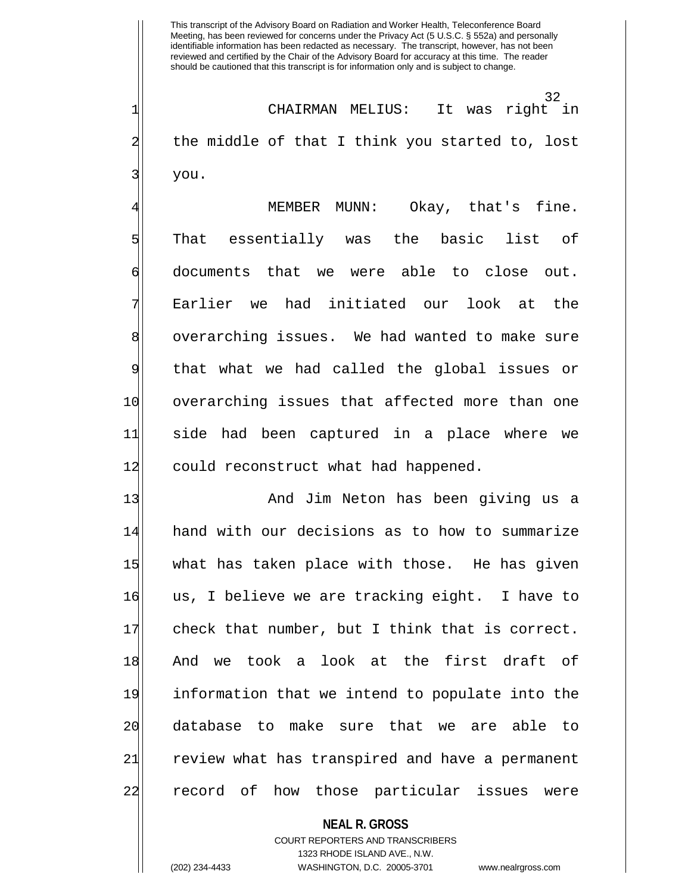CHAIRMAN MELIUS: It was right in the middle of that I think you started to, lost you.

MEMBER MUNN: Okay, that's fine. That essentially was the basic list of documents that we were able to close out. Earlier we had initiated our look at the overarching issues. We had wanted to make sure that what we had called the global issues or overarching issues that affected more than one side had been captured in a place where we could reconstruct what had happened.

And Jim Neton has been giving us a hand with our decisions as to how to summarize what has taken place with those. He has given us, I believe we are tracking eight. I have to check that number, but I think that is correct. And we took a look at the first draft of information that we intend to populate into the database to make sure that we are able to review what has transpired and have a permanent record of how those particular issues were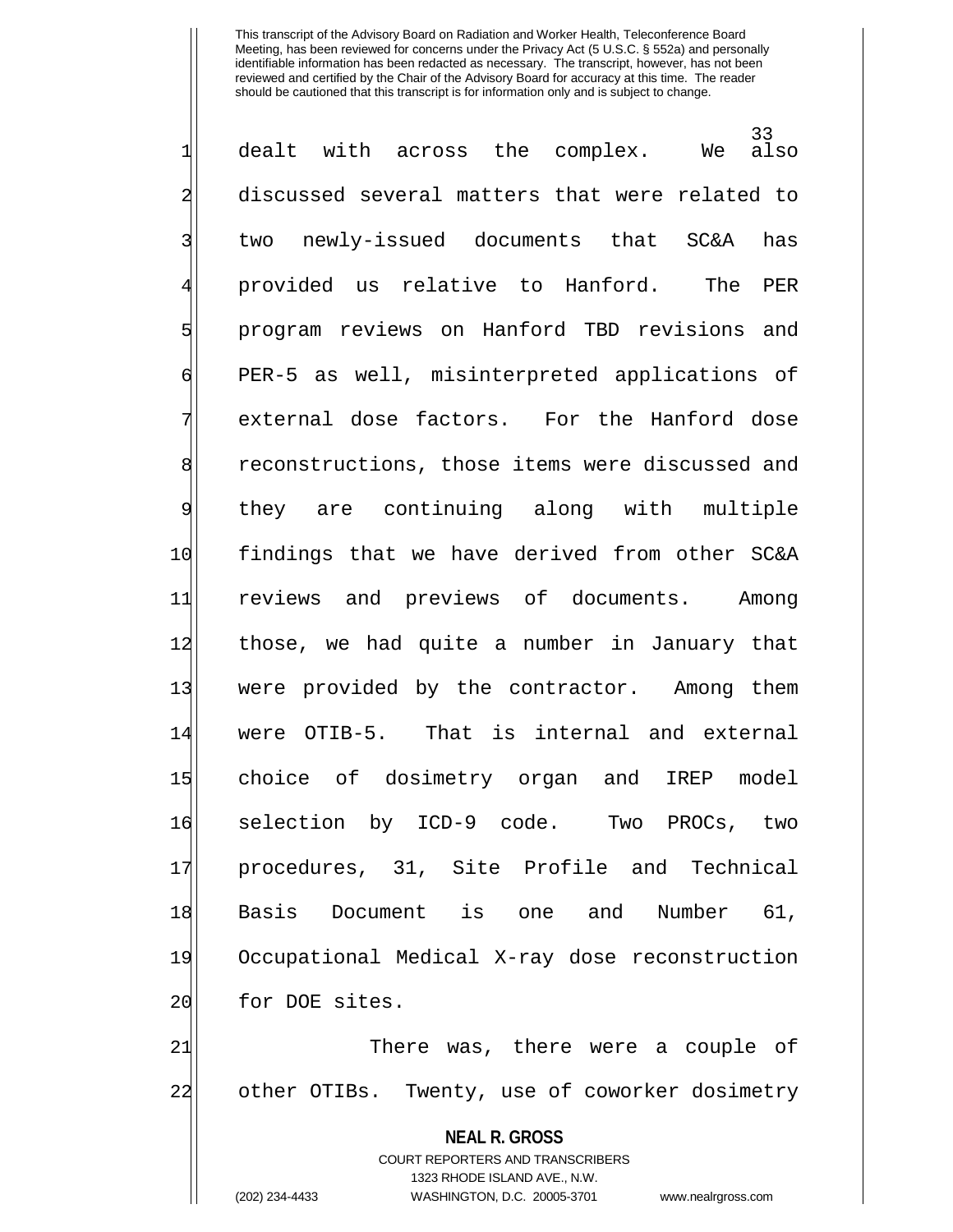dealt with across the complex. We also discussed several matters that were related to two newly-issued documents that SC&A has provided us relative to Hanford. The PER program reviews on Hanford TBD revisions and PER-5 as well, misinterpreted applications of external dose factors. For the Hanford dose reconstructions, those items were discussed and they are continuing along with multiple findings that we have derived from other SC&A reviews and previews of documents. Among those, we had quite a number in January that were provided by the contractor. Among them were OTIB-5. That is internal and external choice of dosimetry organ and IREP model selection by ICD-9 code. Two PROCs, two procedures, 31, Site Profile and Technical Basis Document is one and Number 61, Occupational Medical X-ray dose reconstruction for DOE sites.

There was, there were a couple of other OTIBs. Twenty, use of coworker dosimetry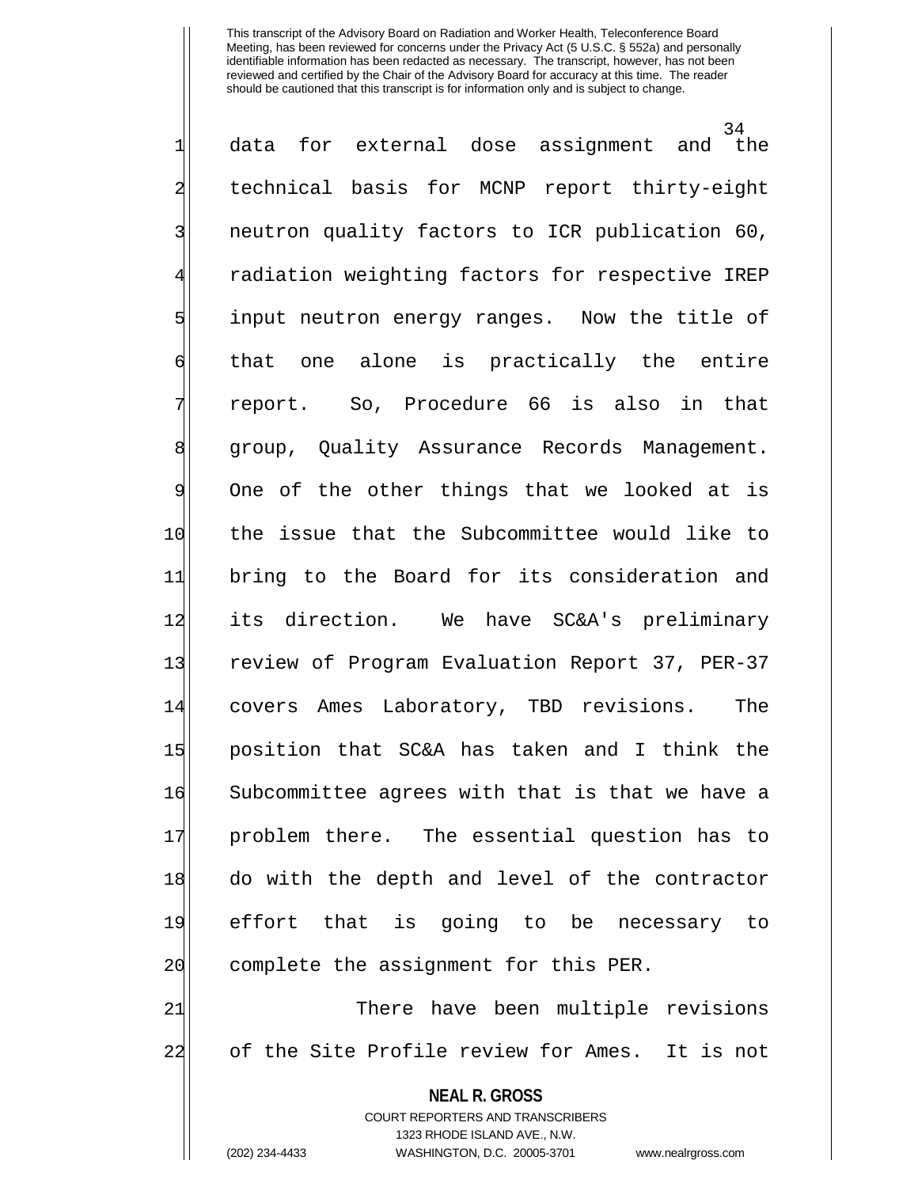data for external dose assignment and the technical basis for MCNP report thirty-eight neutron quality factors to ICR publication 60, radiation weighting factors for respective IREP input neutron energy ranges. Now the title of that one alone is practically the entire report. So, Procedure 66 is also in that group, Quality Assurance Records Management. One of the other things that we looked at is the issue that the Subcommittee would like to bring to the Board for its consideration and its direction. We have SC&A's preliminary review of Program Evaluation Report 37, PER-37 covers Ames Laboratory, TBD revisions. The position that SC&A has taken and I think the Subcommittee agrees with that is that we have a problem there. The essential question has to do with the depth and level of the contractor effort that is going to be necessary to complete the assignment for this PER.

There have been multiple revisions of the Site Profile review for Ames. It is not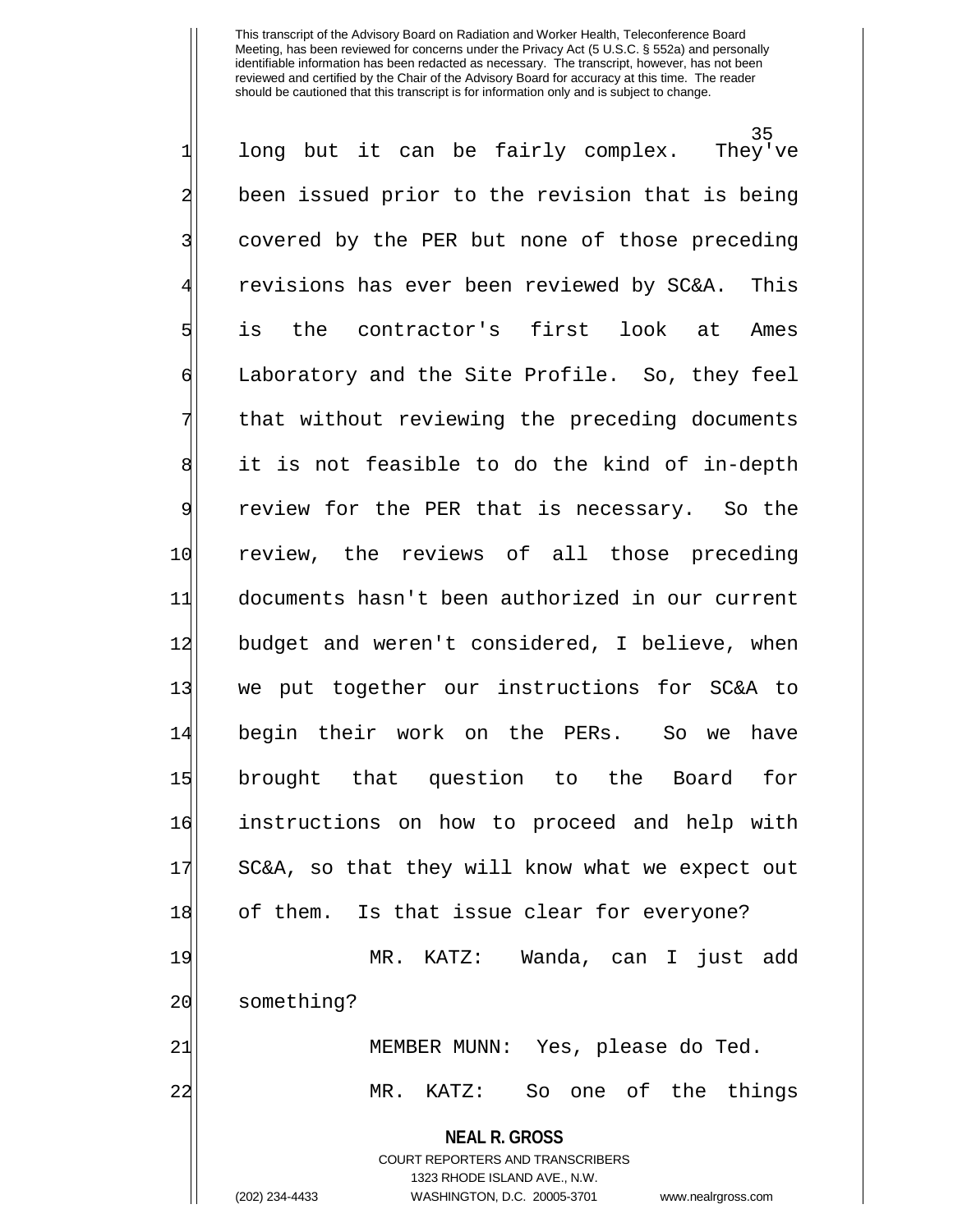long but it can be fairly complex. They've been issued prior to the revision that is being covered by the PER but none of those preceding revisions has ever been reviewed by SC&A. This is the contractor's first look at Ames Laboratory and the Site Profile. So, they feel that without reviewing the preceding documents it is not feasible to do the kind of in-depth review for the PER that is necessary. So the review, the reviews of all those preceding documents hasn't been authorized in our current budget and weren't considered, I believe, when we put together our instructions for SC&A to begin their work on the PERs. So we have brought that question to the Board for instructions on how to proceed and help with SC&A, so that they will know what we expect out of them. Is that issue clear for everyone?

MR. KATZ: Wanda, can I just add something?

MEMBER MUNN: Yes, please do Ted.

MR. KATZ: So one of the things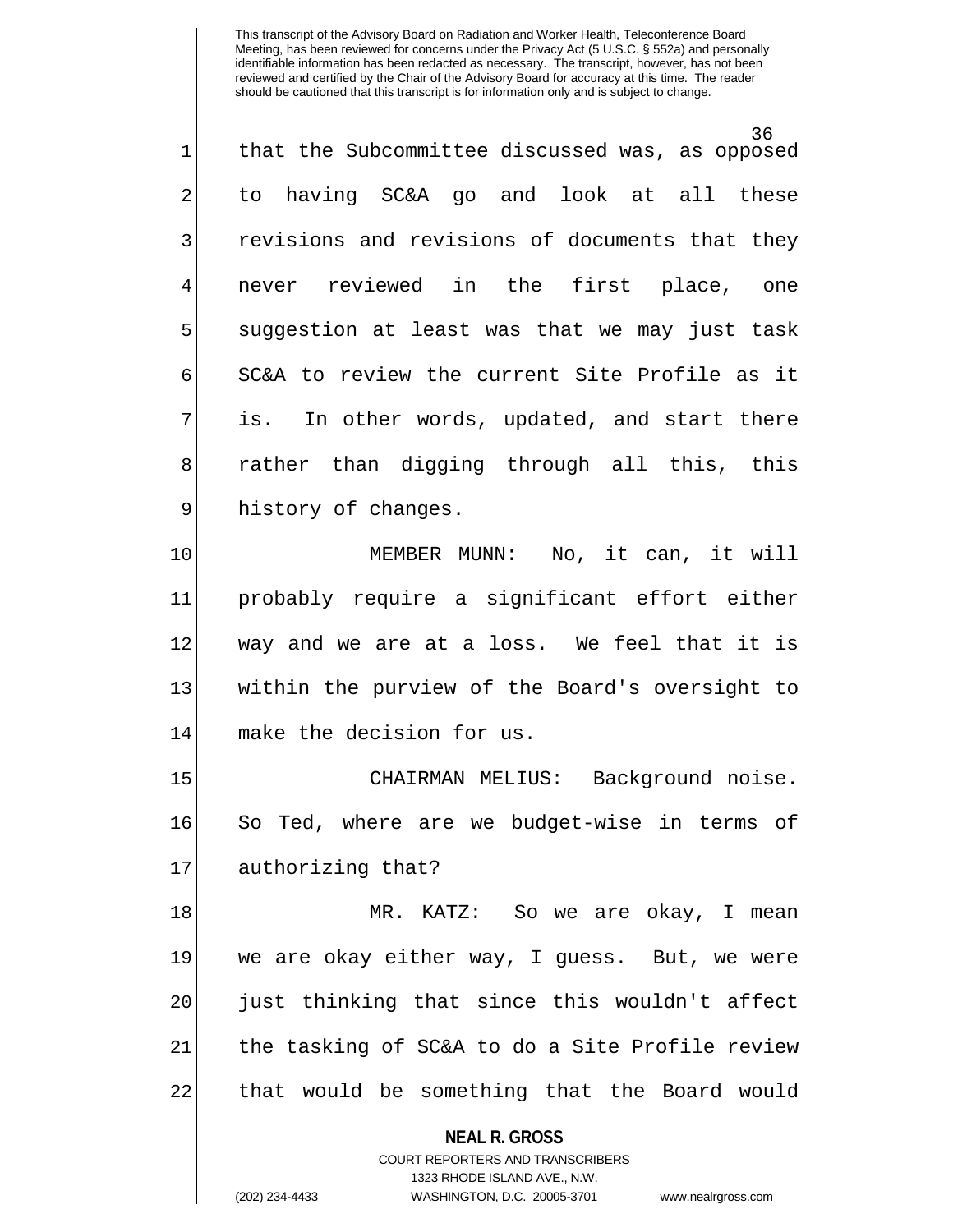that the Subcommittee discussed was, as opposed to having SC&A go and look at all these revisions and revisions of documents that they never reviewed in the first place, one suggestion at least was that we may just task SC&A to review the current Site Profile as it is. In other words, updated, and start there rather than digging through all this, this history of changes.

MEMBER MUNN: No, it can, it will probably require a significant effort either way and we are at a loss. We feel that it is within the purview of the Board's oversight to make the decision for us.

CHAIRMAN MELIUS: Background noise. So Ted, where are we budget-wise in terms of authorizing that?

MR. KATZ: So we are okay, I mean we are okay either way, I guess. But, we were just thinking that since this wouldn't affect the tasking of SC&A to do a Site Profile review that would be something that the Board would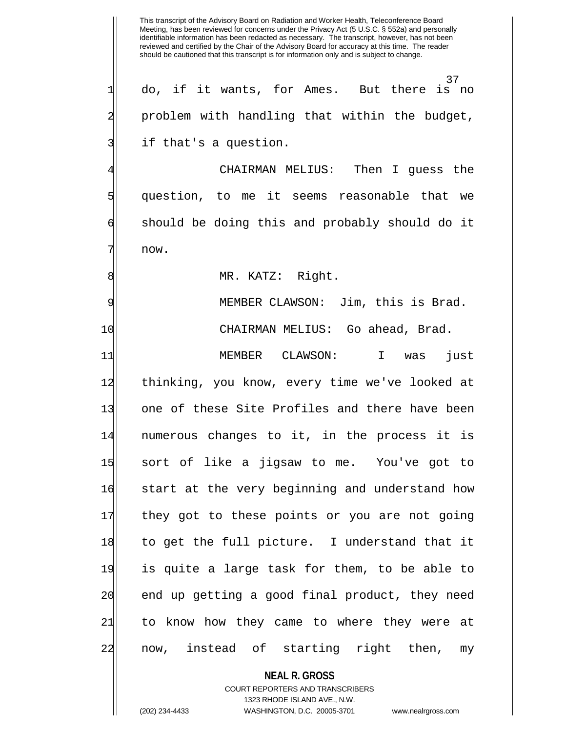do, if it wants, for Ames. But there is no problem with handling that within the budget, if that's a question.

CHAIRMAN MELIUS: Then I guess the question, to me it seems reasonable that we should be doing this and probably should do it now.

MR. KATZ: Right.

MEMBER CLAWSON: Jim, this is Brad.

CHAIRMAN MELIUS: Go ahead, Brad.

MEMBER CLAWSON: I was just thinking, you know, every time we've looked at one of these Site Profiles and there have been numerous changes to it, in the process it is sort of like a jigsaw to me. You've got to start at the very beginning and understand how they got to these points or you are not going to get the full picture. I understand that it is quite a large task for them, to be able to end up getting a good final product, they need to know how they came to where they were at now, instead of starting right then, my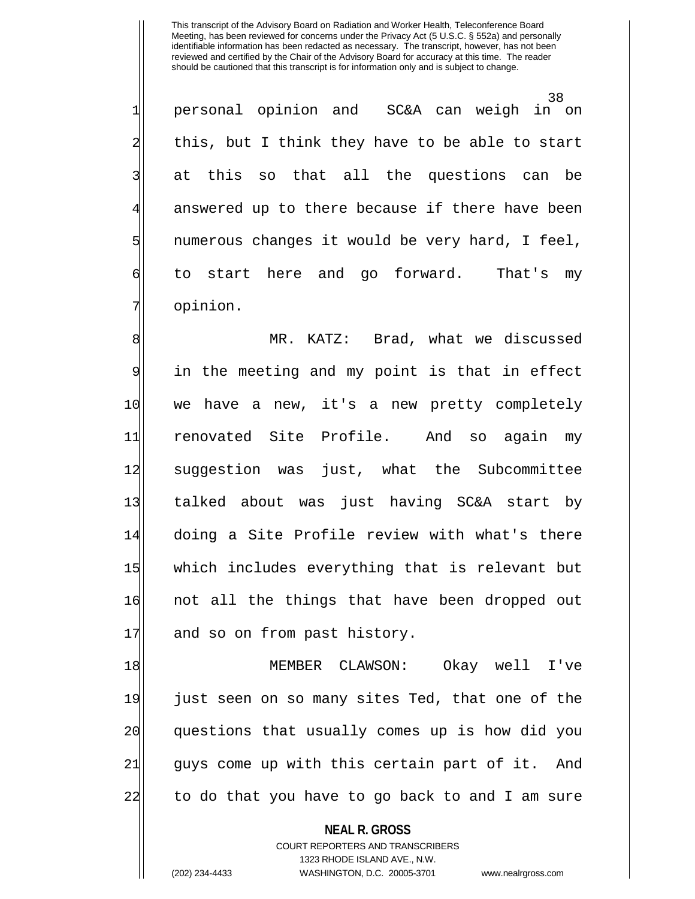personal opinion and SC&A can weigh in on this, but I think they have to be able to start at this so that all the questions can be answered up to there because if there have been numerous changes it would be very hard, I feel, to start here and go forward. That's my opinion.

MR. KATZ: Brad, what we discussed in the meeting and my point is that in effect we have a new, it's a new pretty completely renovated Site Profile. And so again my suggestion was just, what the Subcommittee talked about was just having SC&A start by doing a Site Profile review with what's there which includes everything that is relevant but not all the things that have been dropped out and so on from past history.

MEMBER CLAWSON: Okay well I've just seen on so many sites Ted, that one of the questions that usually comes up is how did you guys come up with this certain part of it. And to do that you have to go back to and I am sure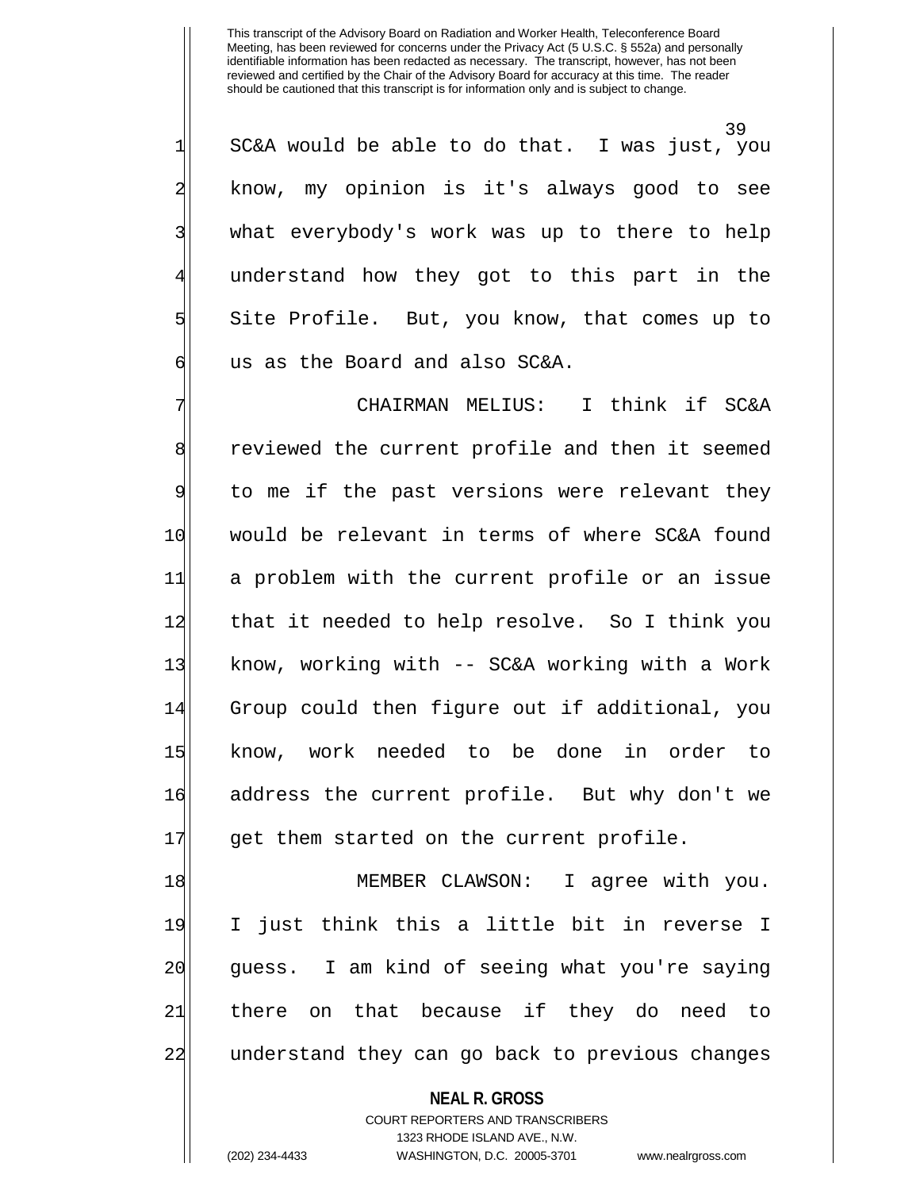SC&A would be able to do that. I was just, you know, my opinion is it's always good to see what everybody's work was up to there to help understand how they got to this part in the Site Profile. But, you know, that comes up to us as the Board and also SC&A.

CHAIRMAN MELIUS: I think if SC&A reviewed the current profile and then it seemed to me if the past versions were relevant they would be relevant in terms of where SC&A found a problem with the current profile or an issue that it needed to help resolve. So I think you know, working with -- SC&A working with a Work Group could then figure out if additional, you know, work needed to be done in order to address the current profile. But why don't we get them started on the current profile.

MEMBER CLAWSON: I agree with you. I just think this a little bit in reverse I guess. I am kind of seeing what you're saying there on that because if they do need to understand they can go back to previous changes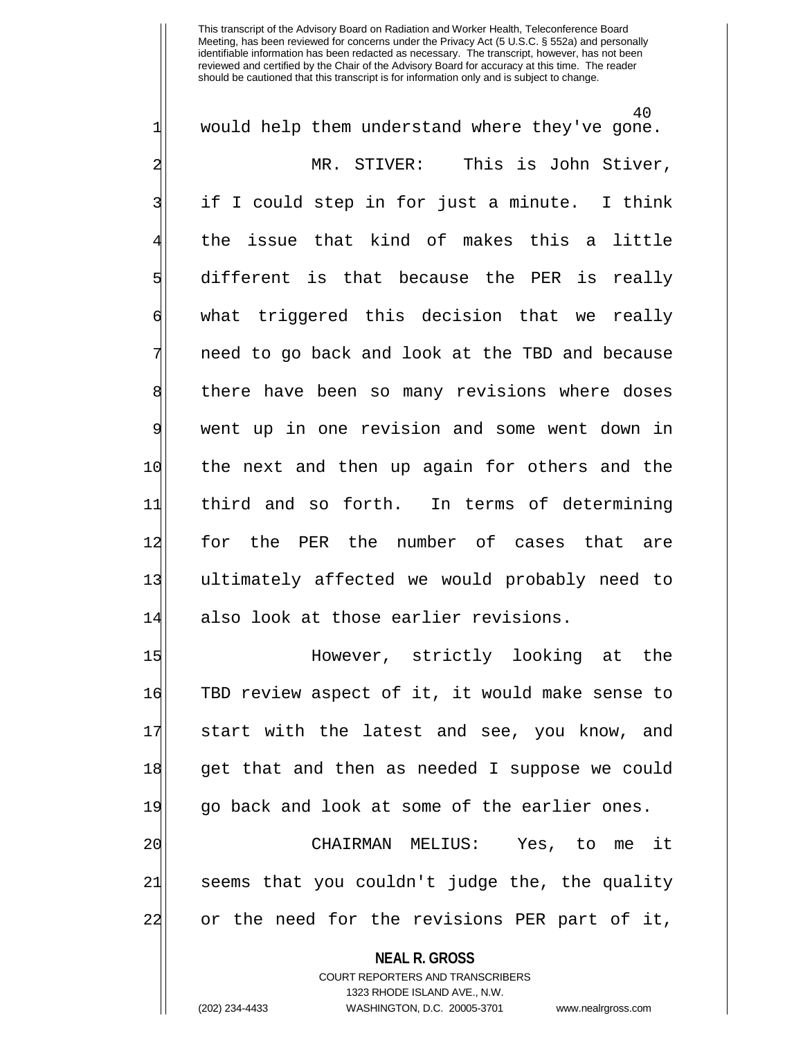would help them understand where they've gone.

MR. STIVER: This is John Stiver, if I could step in for just a minute. I think the issue that kind of makes this a little different is that because the PER is really what triggered this decision that we really need to go back and look at the TBD and because there have been so many revisions where doses went up in one revision and some went down in the next and then up again for others and the third and so forth. In terms of determining for the PER the number of cases that are ultimately affected we would probably need to also look at those earlier revisions.

However, strictly looking at the TBD review aspect of it, it would make sense to start with the latest and see, you know, and get that and then as needed I suppose we could go back and look at some of the earlier ones.

CHAIRMAN MELIUS: Yes, to me it seems that you couldn't judge the, the quality or the need for the revisions PER part of it,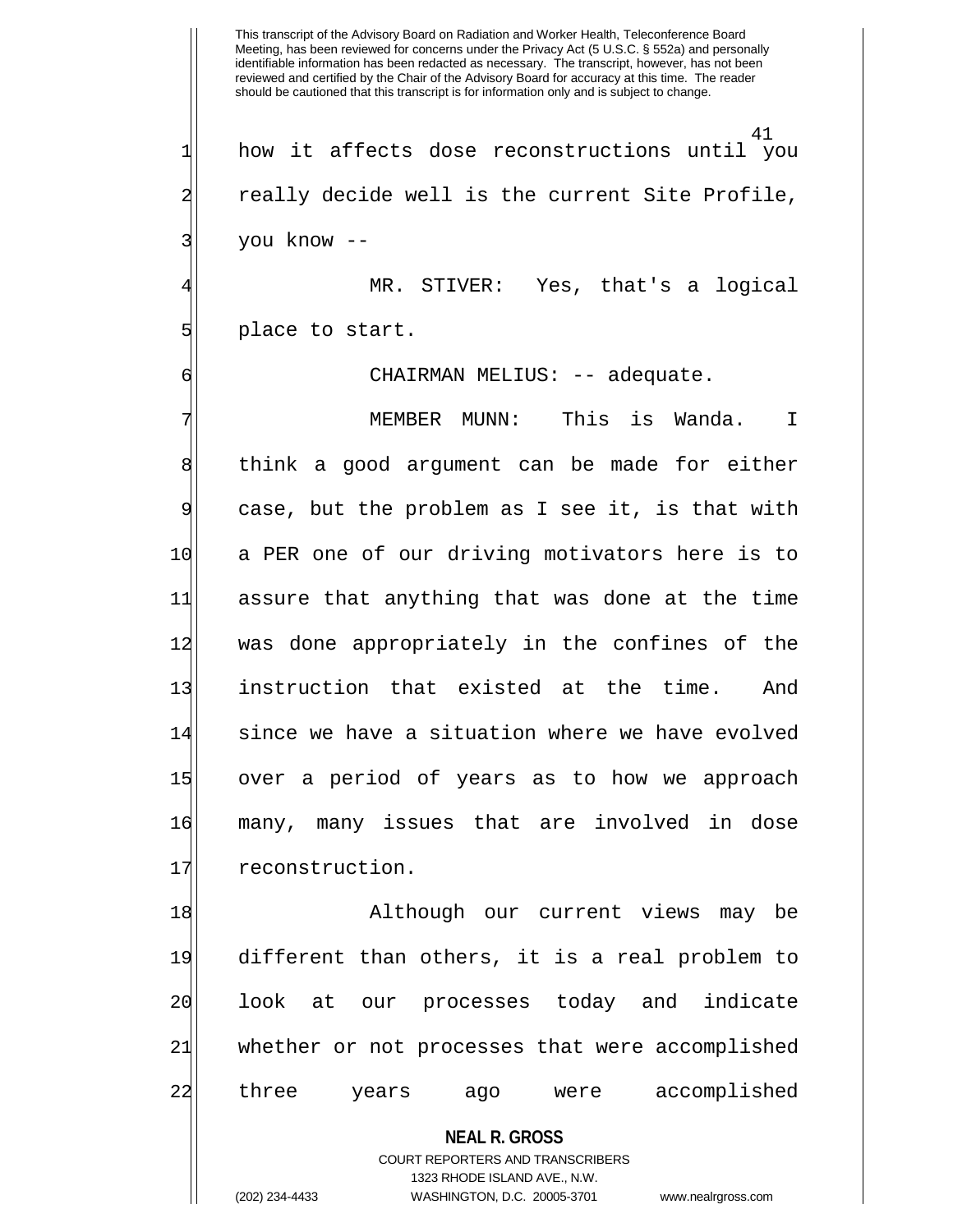how it affects dose reconstructions until you really decide well is the current Site Profile, you know --

MR. STIVER: Yes, that's a logical place to start.

CHAIRMAN MELIUS: -- adequate.

MEMBER MUNN: This is Wanda. I think a good argument can be made for either case, but the problem as I see it, is that with a PER one of our driving motivators here is to assure that anything that was done at the time was done appropriately in the confines of the instruction that existed at the time. And since we have a situation where we have evolved over a period of years as to how we approach many, many issues that are involved in dose reconstruction.

Although our current views may be different than others, it is a real problem to look at our processes today and indicate whether or not processes that were accomplished three years ago were accomplished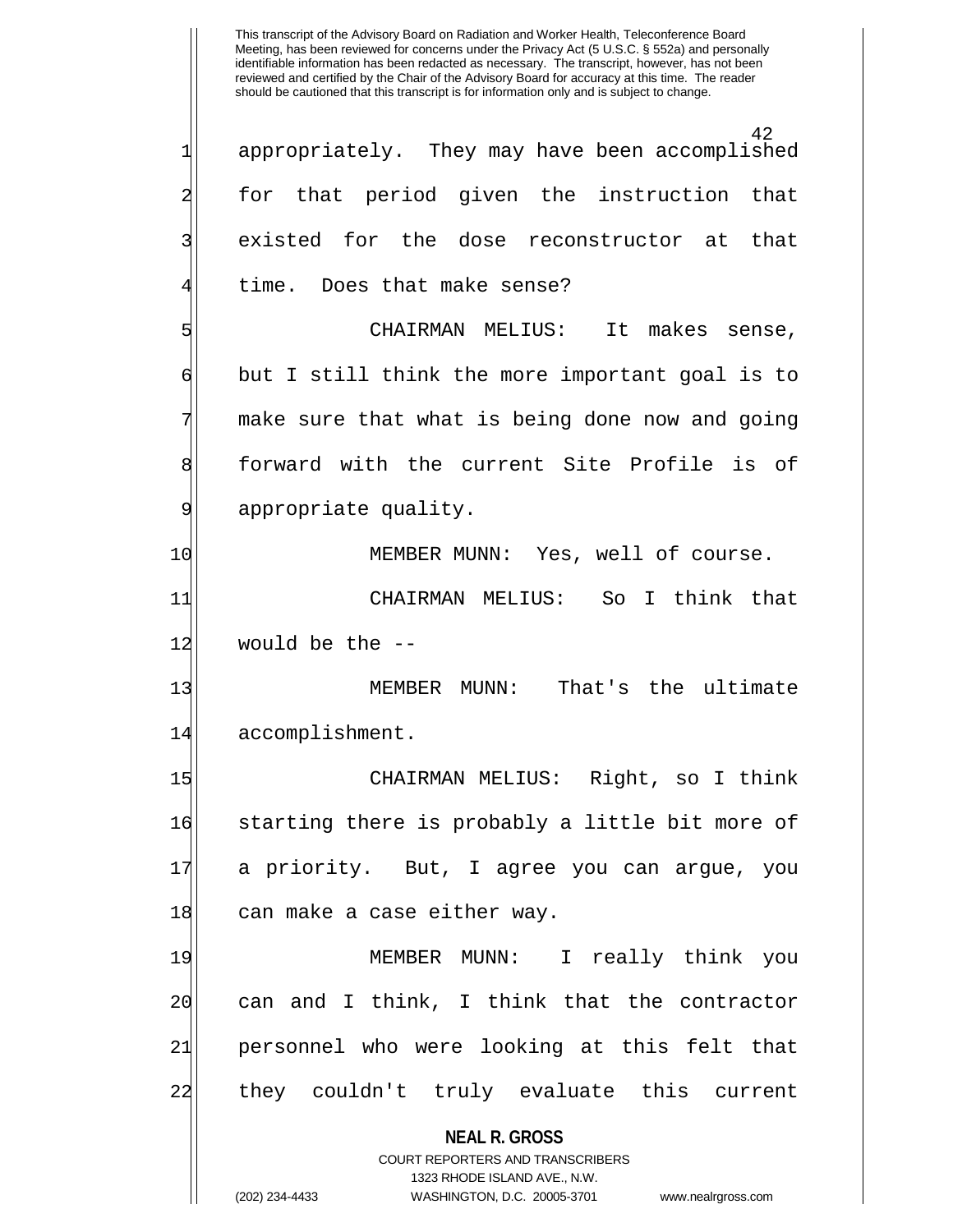appropriately. They may have been accomplished for that period given the instruction that existed for the dose reconstructor at that time. Does that make sense?

CHAIRMAN MELIUS: It makes sense, but I still think the more important goal is to make sure that what is being done now and going forward with the current Site Profile is of appropriate quality.

MEMBER MUNN: Yes, well of course.

CHAIRMAN MELIUS: So I think that would be the --

MEMBER MUNN: That's the ultimate accomplishment.

CHAIRMAN MELIUS: Right, so I think starting there is probably a little bit more of a priority. But, I agree you can argue, you can make a case either way.

MEMBER MUNN: I really think you can and I think, I think that the contractor personnel who were looking at this felt that they couldn't truly evaluate this current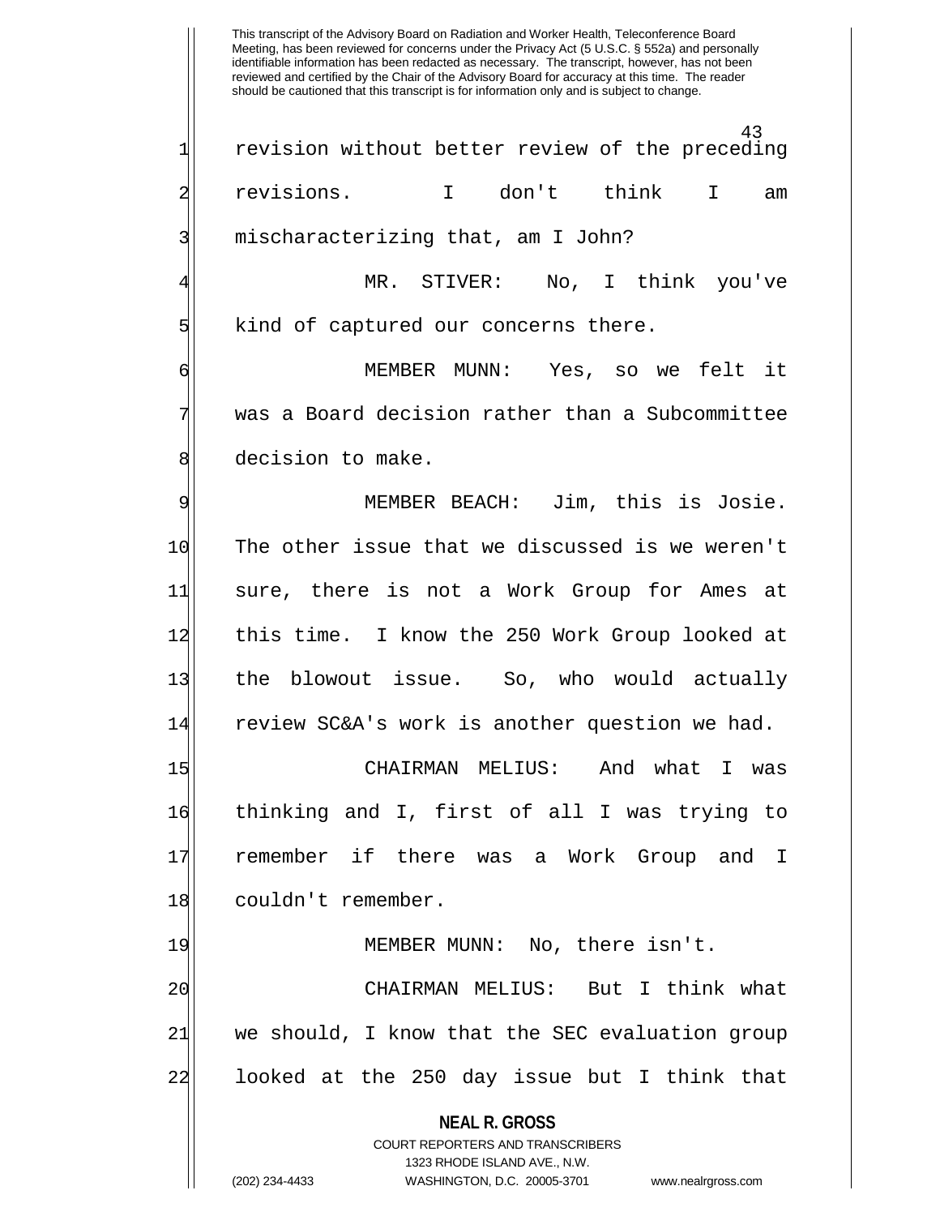revision without better review of the preceding revisions. I don't think I am mischaracterizing that, am I John?

MR. STIVER: No, I think you've kind of captured our concerns there.

MEMBER MUNN: Yes, so we felt it was a Board decision rather than a Subcommittee decision to make.

MEMBER BEACH: Jim, this is Josie. The other issue that we discussed is we weren't sure, there is not a Work Group for Ames at this time. I know the 250 Work Group looked at the blowout issue. So, who would actually review SC&A's work is another question we had.

CHAIRMAN MELIUS: And what I was thinking and I, first of all I was trying to remember if there was a Work Group and I couldn't remember.

MEMBER MUNN: No, there isn't.

CHAIRMAN MELIUS: But I think what we should, I know that the SEC evaluation group looked at the 250 day issue but I think that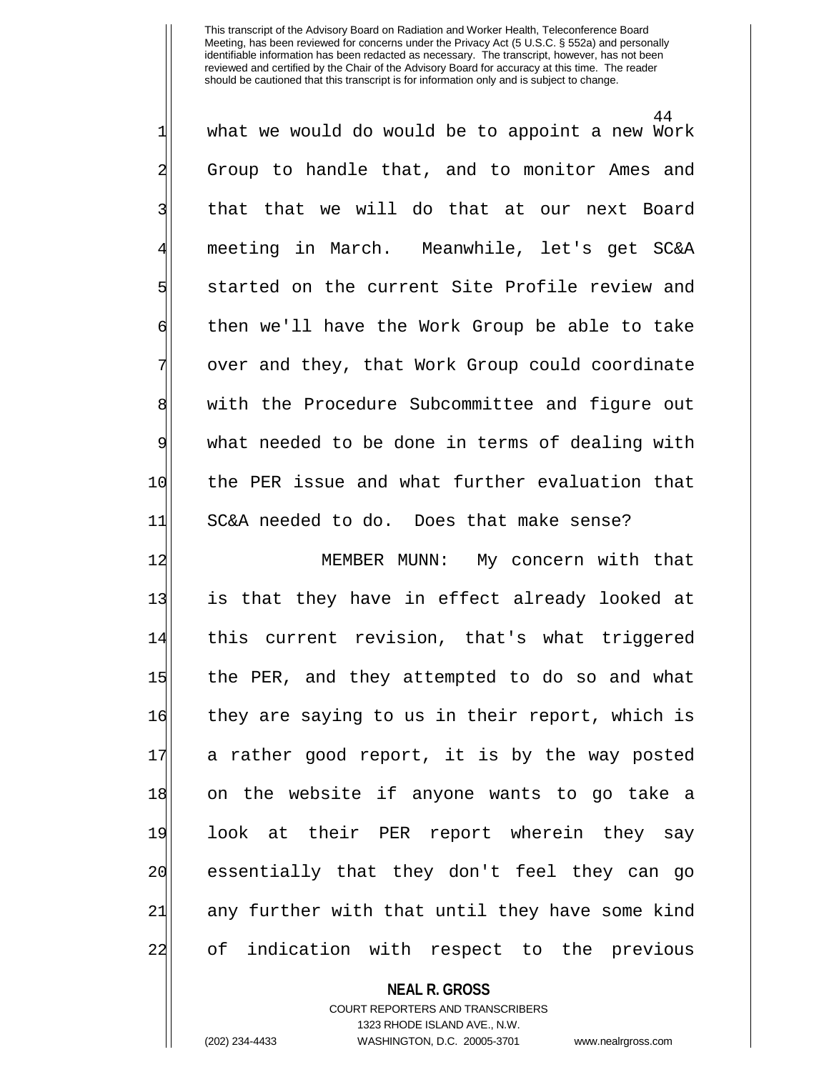what we would do would be to appoint a new Work Group to handle that, and to monitor Ames and that that we will do that at our next Board meeting in March. Meanwhile, let's get SC&A started on the current Site Profile review and then we'll have the Work Group be able to take over and they, that Work Group could coordinate with the Procedure Subcommittee and figure out what needed to be done in terms of dealing with the PER issue and what further evaluation that SC&A needed to do. Does that make sense?

MEMBER MUNN: My concern with that is that they have in effect already looked at this current revision, that's what triggered the PER, and they attempted to do so and what they are saying to us in their report, which is a rather good report, it is by the way posted on the website if anyone wants to go take a look at their PER report wherein they say essentially that they don't feel they can go any further with that until they have some kind of indication with respect to the previous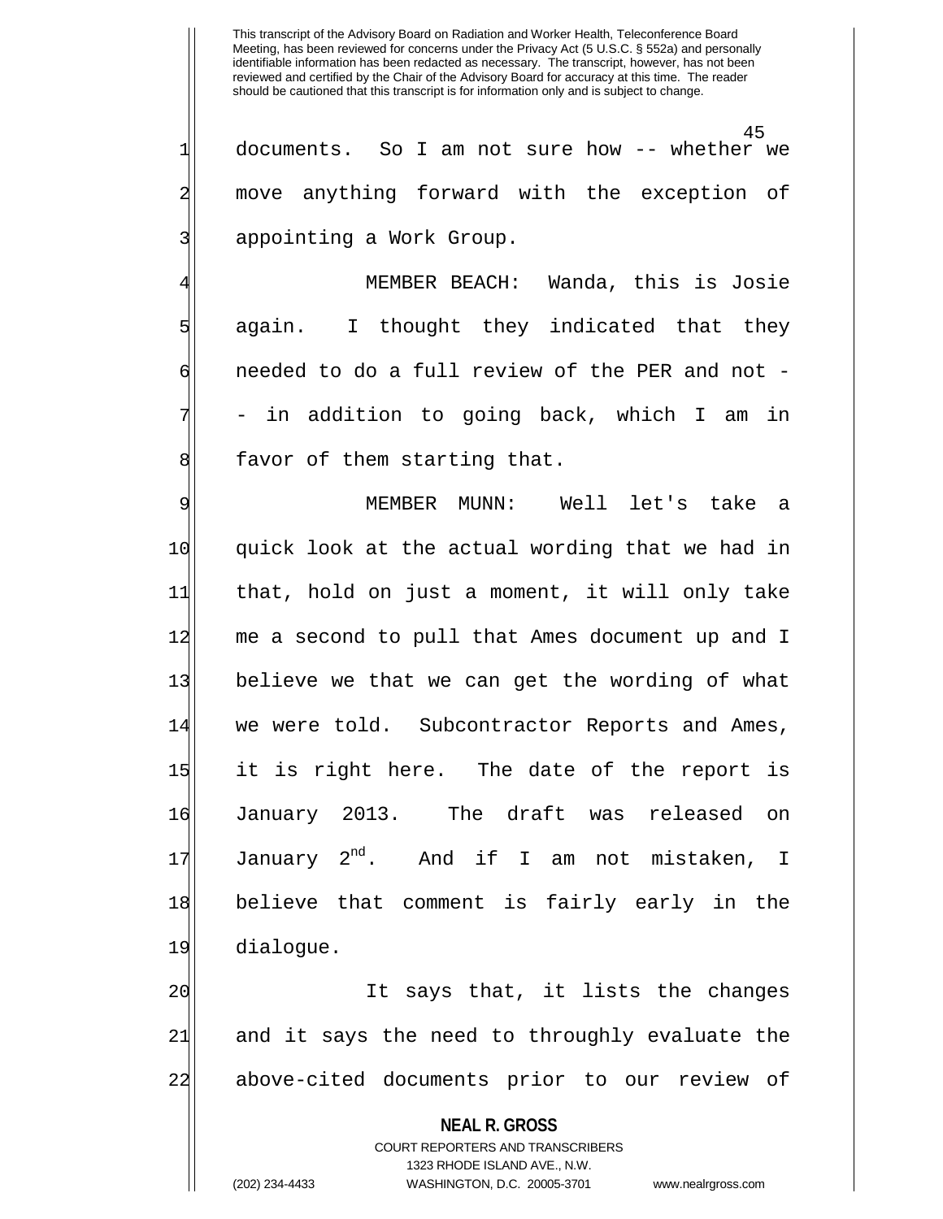documents. So I am not sure how -- whether we move anything forward with the exception of appointing a Work Group.

MEMBER BEACH: Wanda, this is Josie again. I thought they indicated that they needed to do a full review of the PER and not -- in addition to going back, which I am in favor of them starting that.

MEMBER MUNN: Well let's take a quick look at the actual wording that we had in that, hold on just a moment, it will only take me a second to pull that Ames document up and I believe we that we can get the wording of what we were told. Subcontractor Reports and Ames, it is right here. The date of the report is January 2013. The draft was released on January 2nd. And if I am not mistaken, I believe that comment is fairly early in the dialogue.

It says that, it lists the changes and it says the need to throughly evaluate the above-cited documents prior to our review of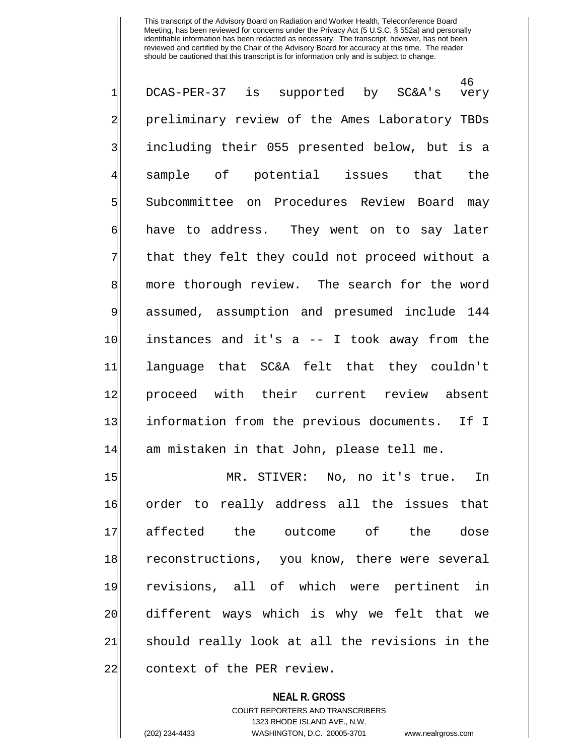DCAS-PER-37 is supported by SC&A's very preliminary review of the Ames Laboratory TBDs including their 055 presented below, but is a sample of potential issues that the Subcommittee on Procedures Review Board may have to address. They went on to say later that they felt they could not proceed without a more thorough review. The search for the word assumed, assumption and presumed include 144 instances and it's a -- I took away from the language that SC&A felt that they couldn't proceed with their current review absent information from the previous documents. If I am mistaken in that John, please tell me.

MR. STIVER: No, no it's true. In order to really address all the issues that affected the outcome of the dose reconstructions, you know, there were several revisions, all of which were pertinent in different ways which is why we felt that we should really look at all the revisions in the context of the PER review.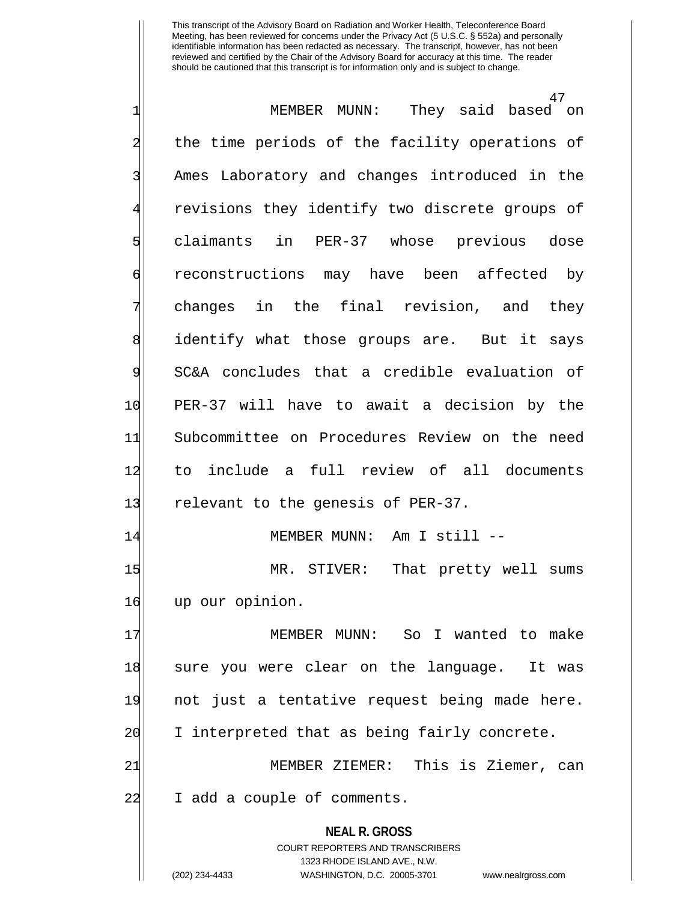MEMBER MUNN: They said based on the time periods of the facility operations of Ames Laboratory and changes introduced in the revisions they identify two discrete groups of claimants in PER-37 whose previous dose reconstructions may have been affected by changes in the final revision, and they identify what those groups are. But it says SC&A concludes that a credible evaluation of PER-37 will have to await a decision by the Subcommittee on Procedures Review on the need to include a full review of all documents relevant to the genesis of PER-37.

MEMBER MUNN: Am I still --

MR. STIVER: That pretty well sums up our opinion.

MEMBER MUNN: So I wanted to make sure you were clear on the language. It was not just a tentative request being made here. I interpreted that as being fairly concrete.

MEMBER ZIEMER: This is Ziemer, can I add a couple of comments.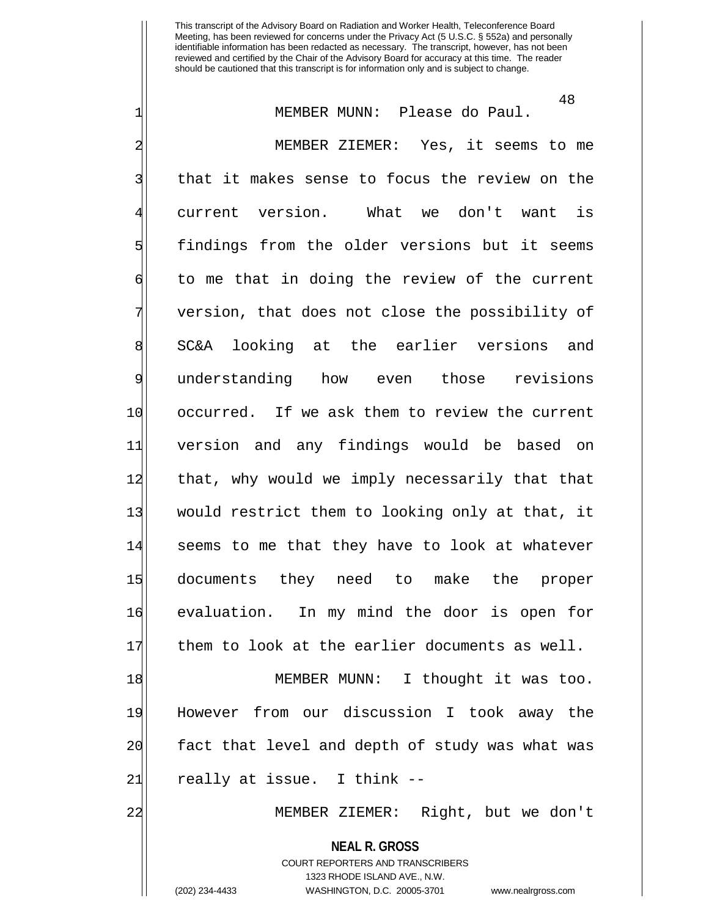MEMBER MUNN: Please do Paul.

MEMBER ZIEMER: Yes, it seems to me that it makes sense to focus the review on the current version. What we don't want is findings from the older versions but it seems to me that in doing the review of the current version, that does not close the possibility of SC&A looking at the earlier versions and understanding how even those revisions occurred. If we ask them to review the current version and any findings would be based on that, why would we imply necessarily that that would restrict them to looking only at that, it seems to me that they have to look at whatever documents they need to make the proper evaluation. In my mind the door is open for them to look at the earlier documents as well.

MEMBER MUNN: I thought it was too. However from our discussion I took away the fact that level and depth of study was what was really at issue. I think --

MEMBER ZIEMER: Right, but we don't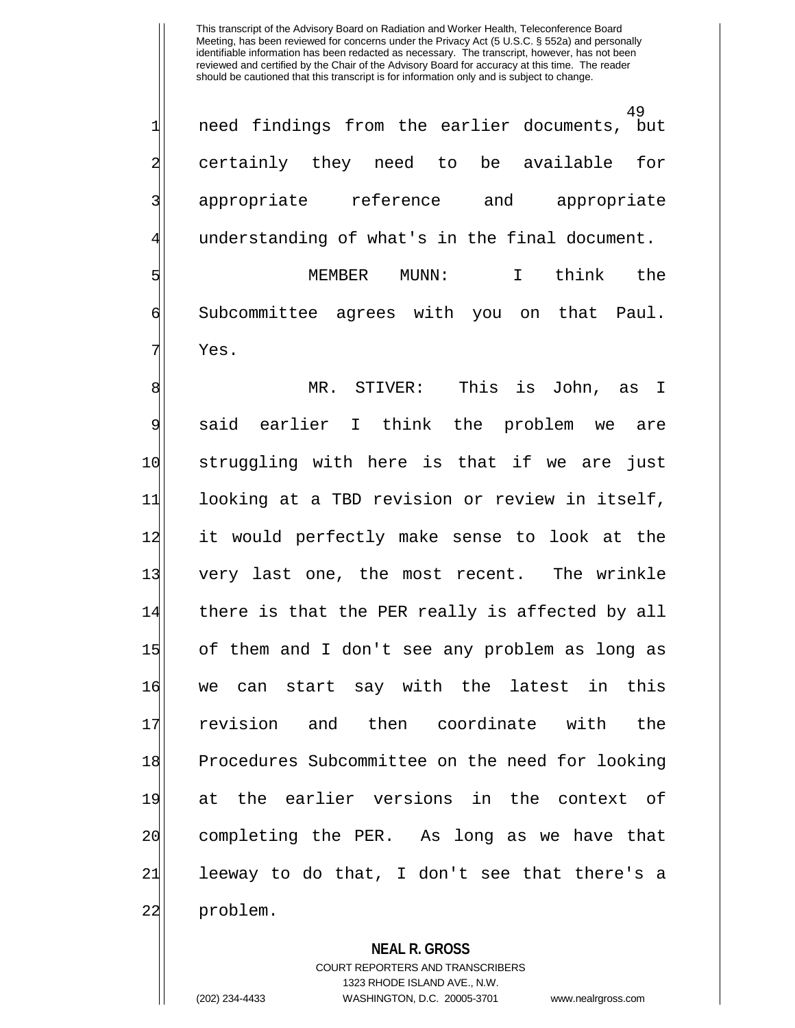need findings from the earlier documents, but certainly they need to be available for appropriate reference and appropriate understanding of what's in the final document.

MEMBER MUNN: I think the Subcommittee agrees with you on that Paul. Yes.

MR. STIVER: This is John, as I said earlier I think the problem we are struggling with here is that if we are just looking at a TBD revision or review in itself, it would perfectly make sense to look at the very last one, the most recent. The wrinkle there is that the PER really is affected by all of them and I don't see any problem as long as we can start say with the latest in this revision and then coordinate with the Procedures Subcommittee on the need for looking at the earlier versions in the context of completing the PER. As long as we have that leeway to do that, I don't see that there's a problem.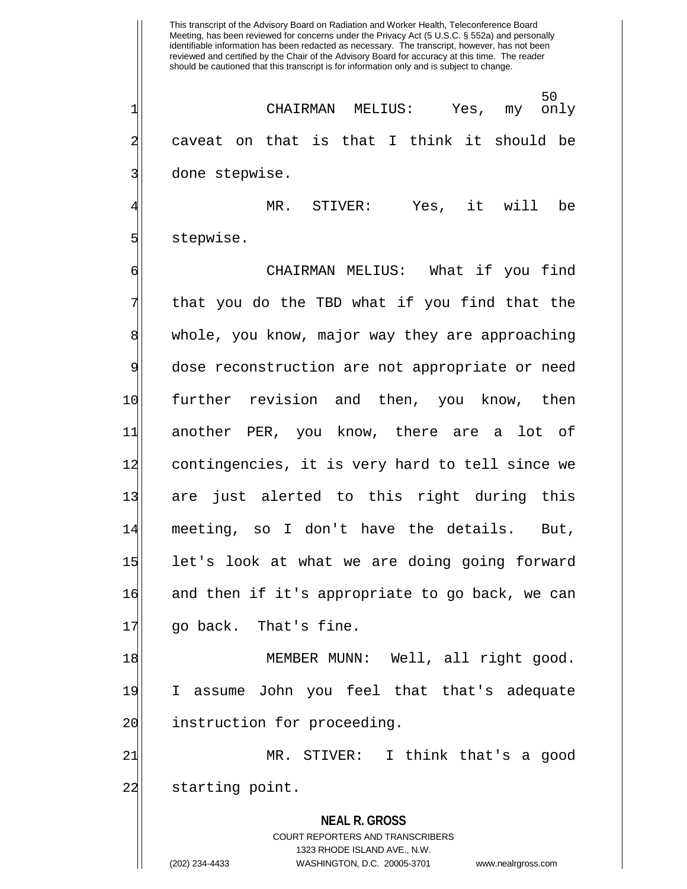This transcript of the Advisory Board on Radiation and Worker Health, Teleconference Board Meeting, has been reviewed for concerns under the Privacy Act (5 U.S.C. § 552a) and personally identifiable information has been redacted as necessary. The transcript, however, has not been reviewed and certified by the Chair of the Advisory Board for accuracy at this time. The reader should be cautioned that this transcript is for information only and is subject to change.

CHAIRMAN MELIUS: Yes, my only caveat on that is that I think it should be done stepwise.

MR. STIVER: Yes, it will be stepwise.

CHAIRMAN MELIUS: What if you find that you do the TBD what if you find that the whole, you know, major way they are approaching dose reconstruction are not appropriate or need further revision and then, you know, then another PER, you know, there are a lot of contingencies, it is very hard to tell since we are just alerted to this right during this meeting, so I don't have the details. But, let's look at what we are doing going forward and then if it's appropriate to go back, we can go back. That's fine.

MEMBER MUNN: Well, all right good. I assume John you feel that that's adequate instruction for proceeding.

MR. STIVER: I think that's a good starting point.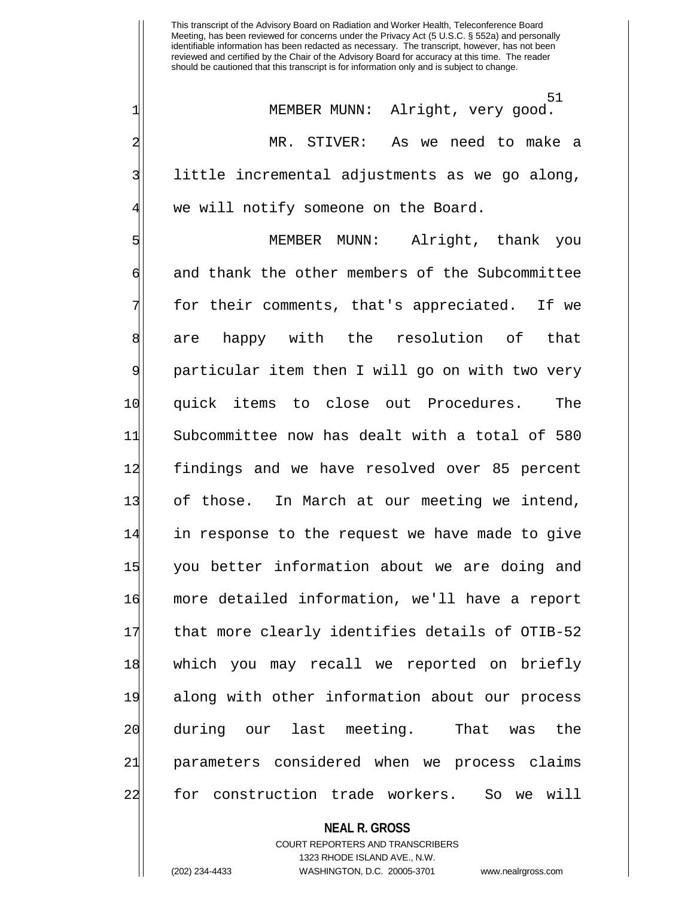This transcript of the Advisory Board on Radiation and Worker Health, Teleconference Board Meeting, has been reviewed for concerns under the Privacy Act (5 U.S.C. § 552a) and personally identifiable information has been redacted as necessary. The transcript, however, has not been reviewed and certified by the Chair of the Advisory Board for accuracy at this time. The reader should be cautioned that this transcript is for information only and is subject to change.

MEMBER MUNN: Alright, very good.

MR. STIVER: As we need to make a little incremental adjustments as we go along, we will notify someone on the Board.

MEMBER MUNN: Alright, thank you and thank the other members of the Subcommittee for their comments, that's appreciated. If we are happy with the resolution of that particular item then I will go on with two very quick items to close out Procedures. The Subcommittee now has dealt with a total of 580 findings and we have resolved over 85 percent of those. In March at our meeting we intend, in response to the request we have made to give you better information about we are doing and more detailed information, we'll have a report that more clearly identifies details of OTIB-52 which you may recall we reported on briefly along with other information about our process during our last meeting. That was the parameters considered when we process claims for construction trade workers. So we will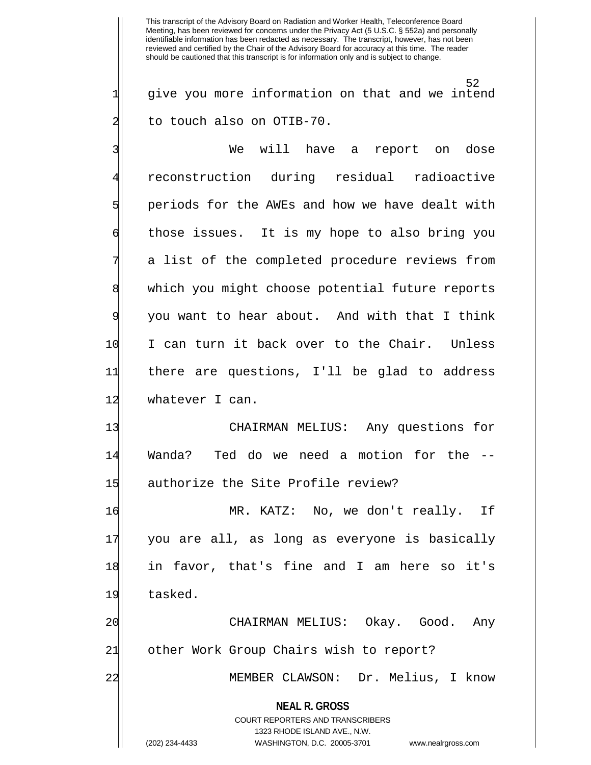give you more information on that and we intend to touch also on OTIB-70.

We will have a report on dose reconstruction during residual radioactive periods for the AWEs and how we have dealt with those issues. It is my hope to also bring you a list of the completed procedure reviews from which you might choose potential future reports you want to hear about. And with that I think I can turn it back over to the Chair. Unless there are questions, I'll be glad to address whatever I can.

CHAIRMAN MELIUS: Any questions for Wanda? Ted do we need a motion for the -- authorize the Site Profile review?

MR. KATZ: No, we don't really. If you are all, as long as everyone is basically in favor, that's fine and I am here so it's tasked.

CHAIRMAN MELIUS: Okay. Good. Any other Work Group Chairs wish to report?

MEMBER CLAWSON: Dr. Melius, I know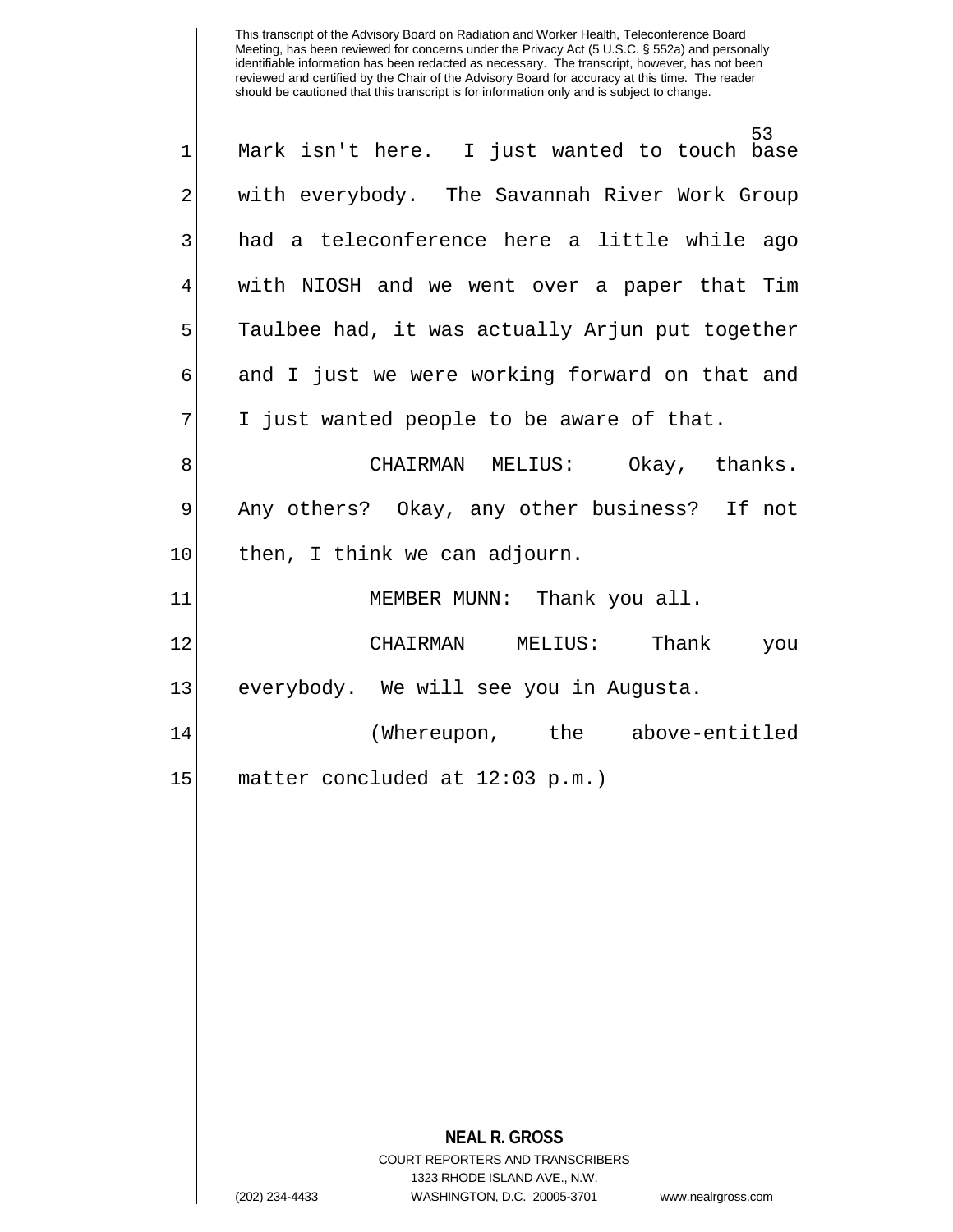Mark isn't here. I just wanted to touch base with everybody. The Savannah River Work Group had a teleconference here a little while ago with NIOSH and we went over a paper that Tim Taulbee had, it was actually Arjun put together and I just we were working forward on that and I just wanted people to be aware of that.

CHAIRMAN MELIUS: Okay, thanks. Any others? Okay, any other business? If not then, I think we can adjourn.

MEMBER MUNN: Thank you all.

CHAIRMAN MELIUS: Thank you everybody. We will see you in Augusta.

(Whereupon, the above-entitled matter concluded at 12:03 p.m.)